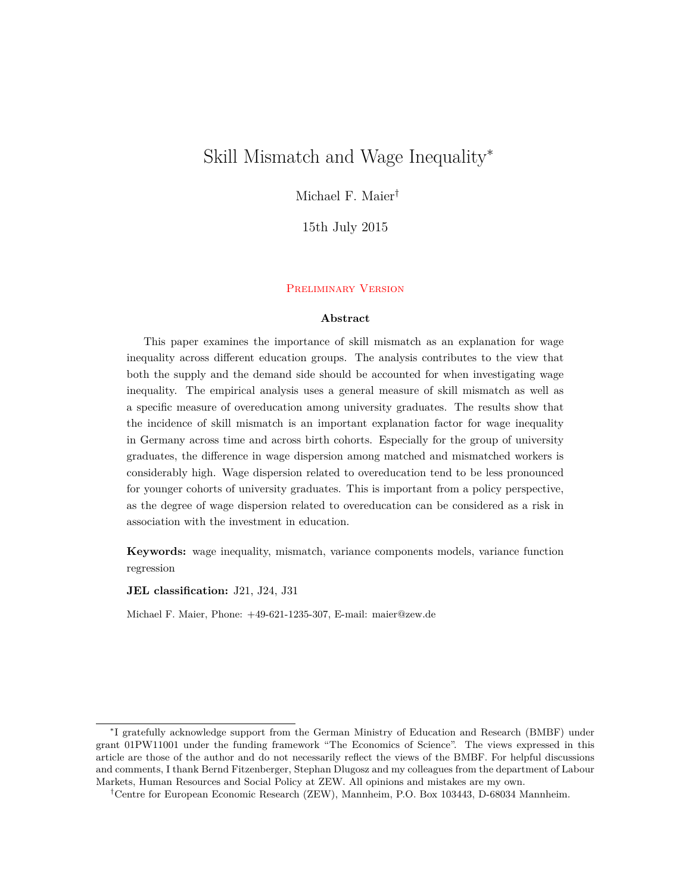# Skill Mismatch and Wage Inequality[*]

Michael F. Maier[†]

15th July 2015

Preliminary Version

### Abstract

This paper examines the importance of skill mismatch as an explanation for wage inequality across different education groups. The analysis contributes to the view that both the supply and the demand side should be accounted for when investigating wage inequality. The empirical analysis uses a general measure of skill mismatch as well as a specific measure of overeducation among university graduates. The results show that the incidence of skill mismatch is an important explanation factor for wage inequality in Germany across time and across birth cohorts. Especially for the group of university graduates, the difference in wage dispersion among matched and mismatched workers is considerably high. Wage dispersion related to overeducation tend to be less pronounced for younger cohorts of university graduates. This is important from a policy perspective, as the degree of wage dispersion related to overeducation can be considered as a risk in association with the investment in education.

**Keywords:** wage inequality, mismatch, variance components models, variance function regression

**JEL classification:** J21, J24, J31

Michael F. Maier, Phone: +49-621-1235-307, E-mail: maier@zew.de

---

[*] I gratefully acknowledge support from the German Ministry of Education and Research (BMBF) under grant 01PW11001 under the funding framework "The Economics of Science". The views expressed in this article are those of the author and do not necessarily reflect the views of the BMBF. For helpful discussions and comments, I thank Bernd Fitzenberger, Stephan Dlugosz and my colleagues from the department of Labour Markets, Human Resources and Social Policy at ZEW. All opinions and mistakes are my own.

[†] Centre for European Economic Research (ZEW), Mannheim, P.O. Box 103443, D-68034 Mannheim.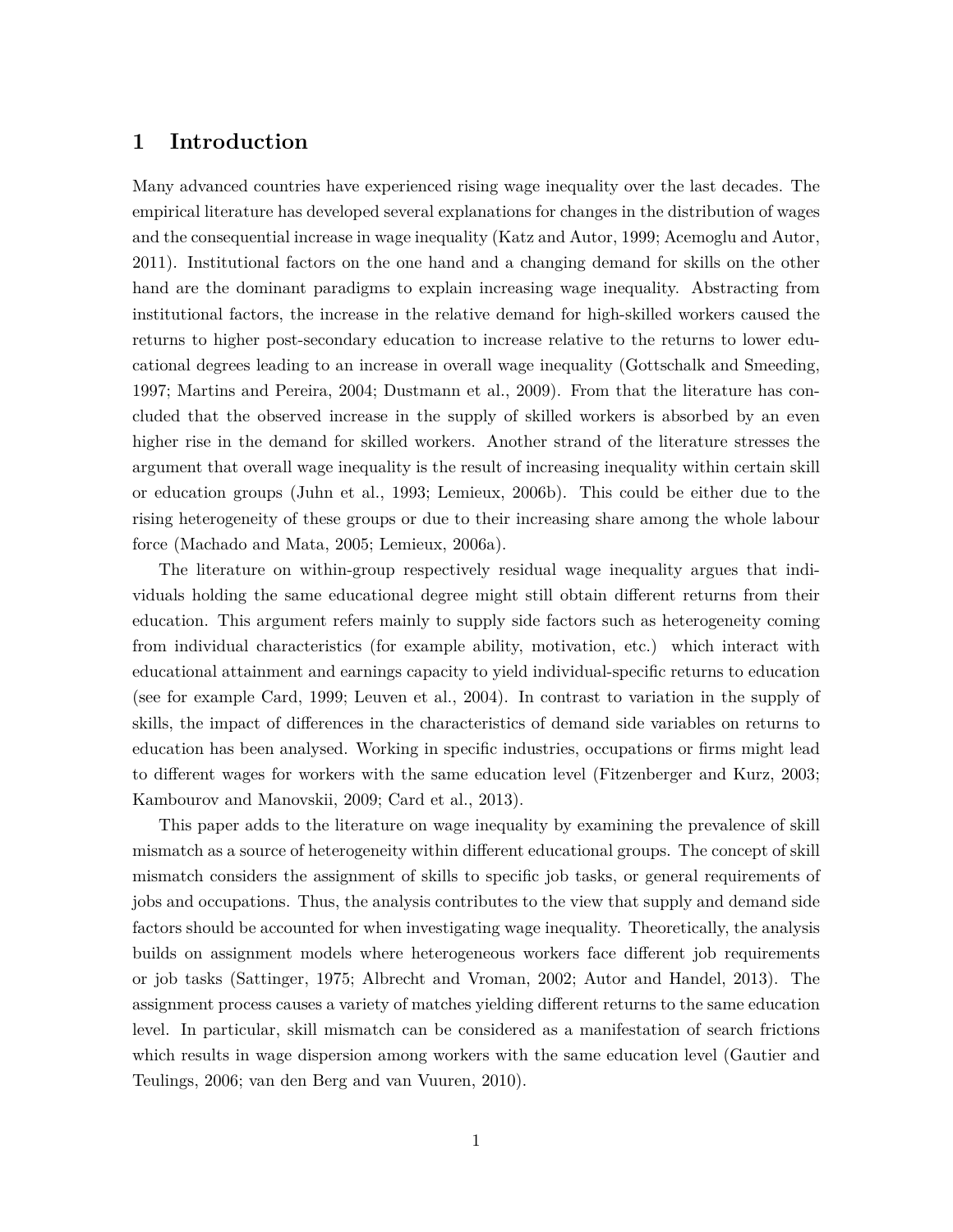# 1 Introduction

Many advanced countries have experienced rising wage inequality over the last decades. The empirical literature has developed several explanations for changes in the distribution of wages and the consequential increase in wage inequality (Katz and Autor, 1999; Acemoglu and Autor, 2011). Institutional factors on the one hand and a changing demand for skills on the other hand are the dominant paradigms to explain increasing wage inequality. Abstracting from institutional factors, the increase in the relative demand for high-skilled workers caused the returns to higher post-secondary education to increase relative to the returns to lower educational degrees leading to an increase in overall wage inequality (Gottschalk and Smeeding, 1997; Martins and Pereira, 2004; Dustmann et al., 2009). From that the literature has concluded that the observed increase in the supply of skilled workers is absorbed by an even higher rise in the demand for skilled workers. Another strand of the literature stresses the argument that overall wage inequality is the result of increasing inequality within certain skill or education groups (Juhn et al., 1993; Lemieux, 2006b). This could be either due to the rising heterogeneity of these groups or due to their increasing share among the whole labour force (Machado and Mata, 2005; Lemieux, 2006a).

The literature on within-group respectively residual wage inequality argues that individuals holding the same educational degree might still obtain different returns from their education. This argument refers mainly to supply side factors such as heterogeneity coming from individual characteristics (for example ability, motivation, etc.) which interact with educational attainment and earnings capacity to yield individual-specific returns to education (see for example Card, 1999; Leuven et al., 2004). In contrast to variation in the supply of skills, the impact of differences in the characteristics of demand side variables on returns to education has been analysed. Working in specific industries, occupations or firms might lead to different wages for workers with the same education level (Fitzenberger and Kurz, 2003; Kambourov and Manovskii, 2009; Card et al., 2013).

This paper adds to the literature on wage inequality by examining the prevalence of skill mismatch as a source of heterogeneity within different educational groups. The concept of skill mismatch considers the assignment of skills to specific job tasks, or general requirements of jobs and occupations. Thus, the analysis contributes to the view that supply and demand side factors should be accounted for when investigating wage inequality. Theoretically, the analysis builds on assignment models where heterogeneous workers face different job requirements or job tasks (Sattinger, 1975; Albrecht and Vroman, 2002; Autor and Handel, 2013). The assignment process causes a variety of matches yielding different returns to the same education level. In particular, skill mismatch can be considered as a manifestation of search frictions which results in wage dispersion among workers with the same education level (Gautier and Teulings, 2006; van den Berg and van Vuuren, 2010).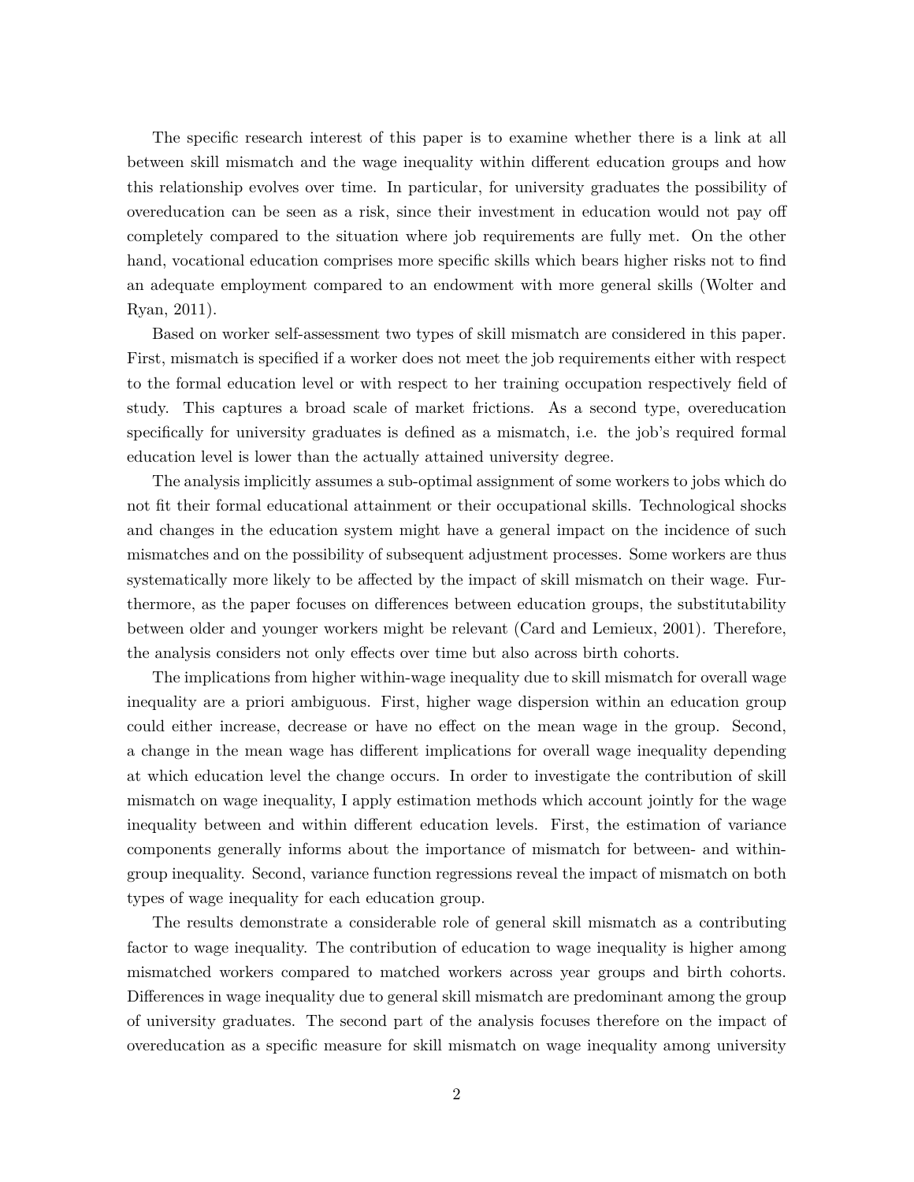The specific research interest of this paper is to examine whether there is a link at all between skill mismatch and the wage inequality within different education groups and how this relationship evolves over time. In particular, for university graduates the possibility of overeducation can be seen as a risk, since their investment in education would not pay off completely compared to the situation where job requirements are fully met. On the other hand, vocational education comprises more specific skills which bears higher risks not to find an adequate employment compared to an endowment with more general skills (Wolter and Ryan, 2011).

Based on worker self-assessment two types of skill mismatch are considered in this paper. First, mismatch is specified if a worker does not meet the job requirements either with respect to the formal education level or with respect to her training occupation respectively field of study. This captures a broad scale of market frictions. As a second type, overeducation specifically for university graduates is defined as a mismatch, i.e. the job's required formal education level is lower than the actually attained university degree.

The analysis implicitly assumes a sub-optimal assignment of some workers to jobs which do not fit their formal educational attainment or their occupational skills. Technological shocks and changes in the education system might have a general impact on the incidence of such mismatches and on the possibility of subsequent adjustment processes. Some workers are thus systematically more likely to be affected by the impact of skill mismatch on their wage. Furthermore, as the paper focuses on differences between education groups, the substitutability between older and younger workers might be relevant (Card and Lemieux, 2001). Therefore, the analysis considers not only effects over time but also across birth cohorts.

The implications from higher within-wage inequality due to skill mismatch for overall wage inequality are a priori ambiguous. First, higher wage dispersion within an education group could either increase, decrease or have no effect on the mean wage in the group. Second, a change in the mean wage has different implications for overall wage inequality depending at which education level the change occurs. In order to investigate the contribution of skill mismatch on wage inequality, I apply estimation methods which account jointly for the wage inequality between and within different education levels. First, the estimation of variance components generally informs about the importance of mismatch for between- and within-group inequality. Second, variance function regressions reveal the impact of mismatch on both types of wage inequality for each education group.

The results demonstrate a considerable role of general skill mismatch as a contributing factor to wage inequality. The contribution of education to wage inequality is higher among mismatched workers compared to matched workers across year groups and birth cohorts. Differences in wage inequality due to general skill mismatch are predominant among the group of university graduates. The second part of the analysis focuses therefore on the impact of overeducation as a specific measure for skill mismatch on wage inequality among university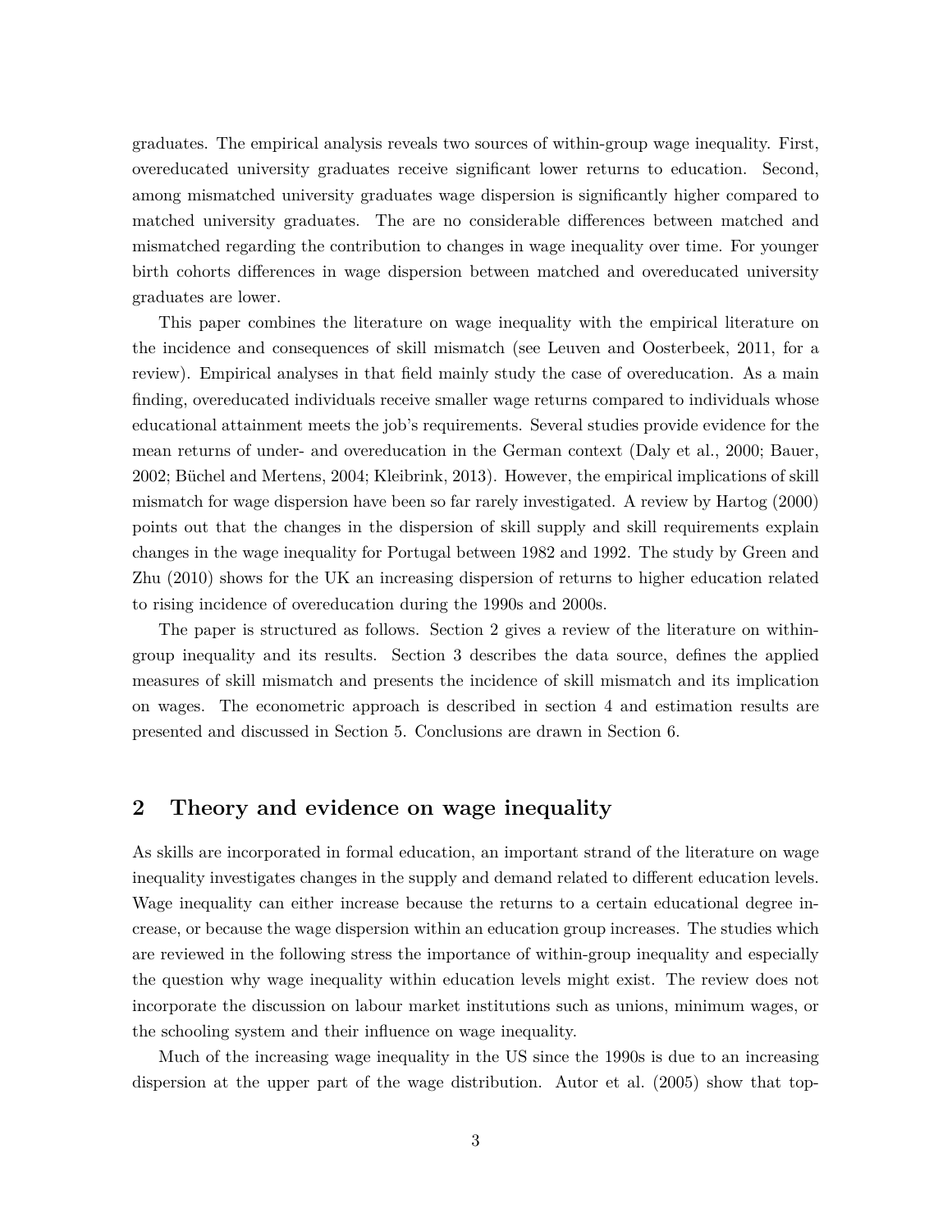graduates. The empirical analysis reveals two sources of within-group wage inequality. First, overeducated university graduates receive significant lower returns to education. Second, among mismatched university graduates wage dispersion is significantly higher compared to matched university graduates. The are no considerable differences between matched and mismatched regarding the contribution to changes in wage inequality over time. For younger birth cohorts differences in wage dispersion between matched and overeducated university graduates are lower.

This paper combines the literature on wage inequality with the empirical literature on the incidence and consequences of skill mismatch (see Leuven and Oosterbeek, 2011, for a review). Empirical analyses in that field mainly study the case of overeducation. As a main finding, overeducated individuals receive smaller wage returns compared to individuals whose educational attainment meets the job's requirements. Several studies provide evidence for the mean returns of under- and overeducation in the German context (Daly et al., 2000; Bauer, 2002; Büchel and Mertens, 2004; Kleibrink, 2013). However, the empirical implications of skill mismatch for wage dispersion have been so far rarely investigated. A review by Hartog (2000) points out that the changes in the dispersion of skill supply and skill requirements explain changes in the wage inequality for Portugal between 1982 and 1992. The study by Green and Zhu (2010) shows for the UK an increasing dispersion of returns to higher education related to rising incidence of overeducation during the 1990s and 2000s.

The paper is structured as follows. Section 2 gives a review of the literature on within-group inequality and its results. Section 3 describes the data source, defines the applied measures of skill mismatch and presents the incidence of skill mismatch and its implication on wages. The econometric approach is described in section 4 and estimation results are presented and discussed in Section 5. Conclusions are drawn in Section 6.

## 2 Theory and evidence on wage inequality

As skills are incorporated in formal education, an important strand of the literature on wage inequality investigates changes in the supply and demand related to different education levels. Wage inequality can either increase because the returns to a certain educational degree increase, or because the wage dispersion within an education group increases. The studies which are reviewed in the following stress the importance of within-group inequality and especially the question why wage inequality within education levels might exist. The review does not incorporate the discussion on labour market institutions such as unions, minimum wages, or the schooling system and their influence on wage inequality.

Much of the increasing wage inequality in the US since the 1990s is due to an increasing dispersion at the upper part of the wage distribution. Autor et al. (2005) show that top-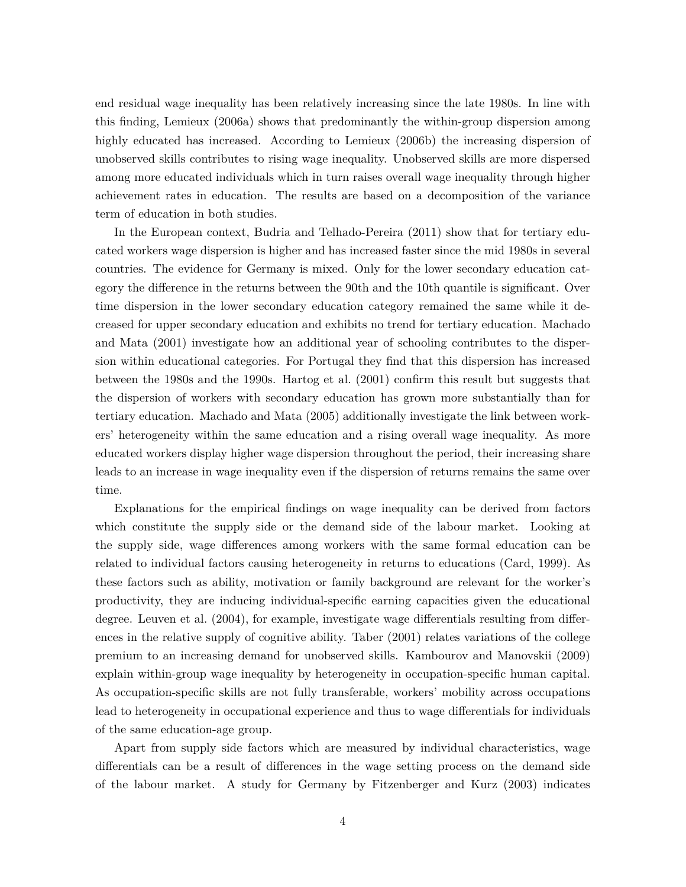end residual wage inequality has been relatively increasing since the late 1980s. In line with this finding, Lemieux (2006a) shows that predominantly the within-group dispersion among highly educated has increased. According to Lemieux (2006b) the increasing dispersion of unobserved skills contributes to rising wage inequality. Unobserved skills are more dispersed among more educated individuals which in turn raises overall wage inequality through higher achievement rates in education. The results are based on a decomposition of the variance term of education in both studies.

In the European context, Budria and Telhado-Pereira (2011) show that for tertiary educated workers wage dispersion is higher and has increased faster since the mid 1980s in several countries. The evidence for Germany is mixed. Only for the lower secondary education category the difference in the returns between the 90th and the 10th quantile is significant. Over time dispersion in the lower secondary education category remained the same while it decreased for upper secondary education and exhibits no trend for tertiary education. Machado and Mata (2001) investigate how an additional year of schooling contributes to the dispersion within educational categories. For Portugal they find that this dispersion has increased between the 1980s and the 1990s. Hartog et al. (2001) confirm this result but suggests that the dispersion of workers with secondary education has grown more substantially than for tertiary education. Machado and Mata (2005) additionally investigate the link between workers' heterogeneity within the same education and a rising overall wage inequality. As more educated workers display higher wage dispersion throughout the period, their increasing share leads to an increase in wage inequality even if the dispersion of returns remains the same over time.

Explanations for the empirical findings on wage inequality can be derived from factors which constitute the supply side or the demand side of the labour market. Looking at the supply side, wage differences among workers with the same formal education can be related to individual factors causing heterogeneity in returns to educations (Card, 1999). As these factors such as ability, motivation or family background are relevant for the worker's productivity, they are inducing individual-specific earning capacities given the educational degree. Leuven et al. (2004), for example, investigate wage differentials resulting from differences in the relative supply of cognitive ability. Taber (2001) relates variations of the college premium to an increasing demand for unobserved skills. Kambourov and Manovskii (2009) explain within-group wage inequality by heterogeneity in occupation-specific human capital. As occupation-specific skills are not fully transferable, workers' mobility across occupations lead to heterogeneity in occupational experience and thus to wage differentials for individuals of the same education-age group.

Apart from supply side factors which are measured by individual characteristics, wage differentials can be a result of differences in the wage setting process on the demand side of the labour market. A study for Germany by Fitzenberger and Kurz (2003) indicates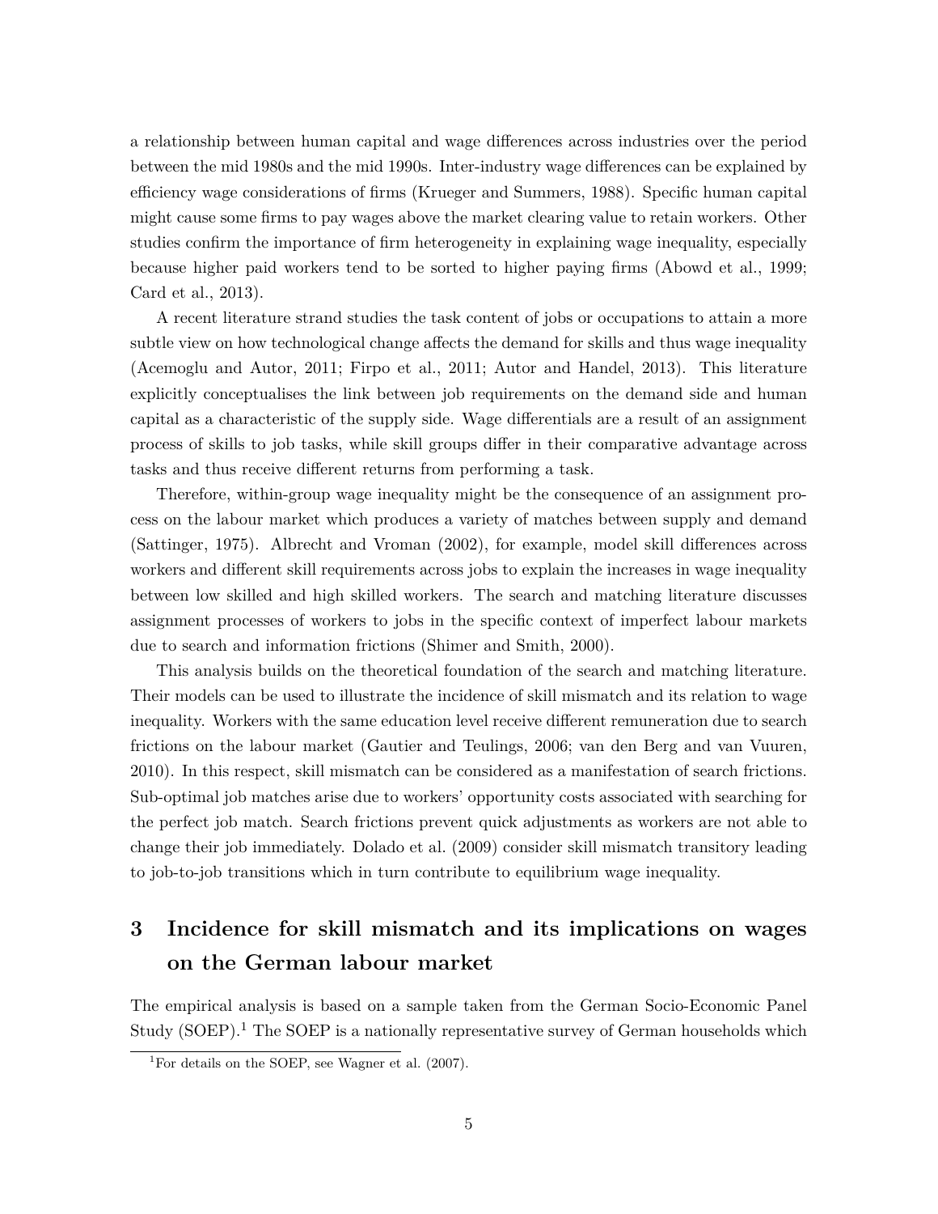a relationship between human capital and wage differences across industries over the period between the mid 1980s and the mid 1990s. Inter-industry wage differences can be explained by efficiency wage considerations of firms (Krueger and Summers, 1988). Specific human capital might cause some firms to pay wages above the market clearing value to retain workers. Other studies confirm the importance of firm heterogeneity in explaining wage inequality, especially because higher paid workers tend to be sorted to higher paying firms (Abowd et al., 1999; Card et al., 2013).

A recent literature strand studies the task content of jobs or occupations to attain a more subtle view on how technological change affects the demand for skills and thus wage inequality (Acemoglu and Autor, 2011; Firpo et al., 2011; Autor and Handel, 2013). This literature explicitly conceptualises the link between job requirements on the demand side and human capital as a characteristic of the supply side. Wage differentials are a result of an assignment process of skills to job tasks, while skill groups differ in their comparative advantage across tasks and thus receive different returns from performing a task.

Therefore, within-group wage inequality might be the consequence of an assignment process on the labour market which produces a variety of matches between supply and demand (Sattinger, 1975). Albrecht and Vroman (2002), for example, model skill differences across workers and different skill requirements across jobs to explain the increases in wage inequality between low skilled and high skilled workers. The search and matching literature discusses assignment processes of workers to jobs in the specific context of imperfect labour markets due to search and information frictions (Shimer and Smith, 2000).

This analysis builds on the theoretical foundation of the search and matching literature. Their models can be used to illustrate the incidence of skill mismatch and its relation to wage inequality. Workers with the same education level receive different remuneration due to search frictions on the labour market (Gautier and Teulings, 2006; van den Berg and van Vuuren, 2010). In this respect, skill mismatch can be considered as a manifestation of search frictions. Sub-optimal job matches arise due to workers' opportunity costs associated with searching for the perfect job match. Search frictions prevent quick adjustments as workers are not able to change their job immediately. Dolado et al. (2009) consider skill mismatch transitory leading to job-to-job transitions which in turn contribute to equilibrium wage inequality.

# 3 Incidence for skill mismatch and its implications on wages on the German labour market

The empirical analysis is based on a sample taken from the German Socio-Economic Panel Study (SOEP).[1] The SOEP is a nationally representative survey of German households which

[1] For details on the SOEP, see Wagner et al. (2007).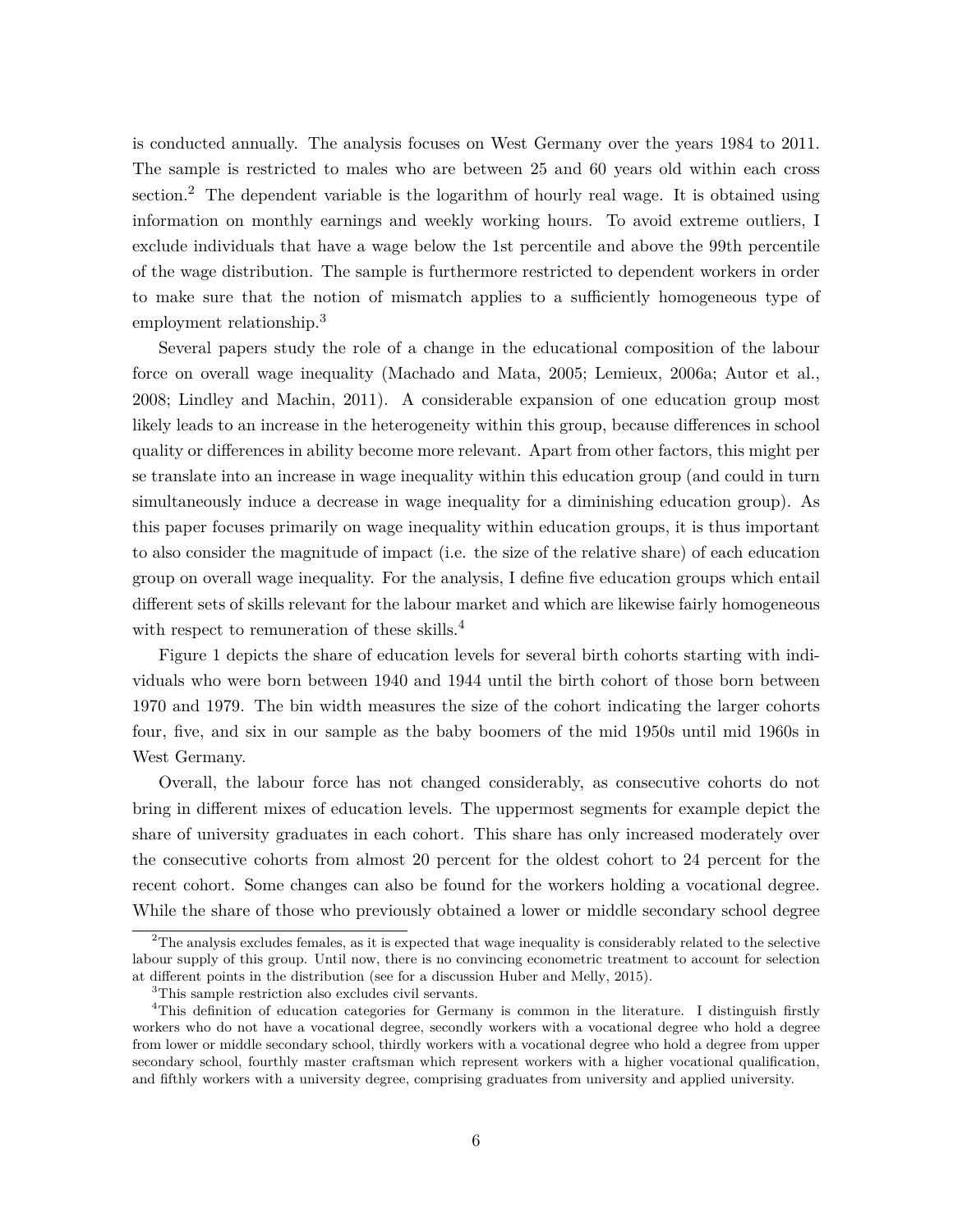is conducted annually. The analysis focuses on West Germany over the years 1984 to 2011. The sample is restricted to males who are between 25 and 60 years old within each cross section.[2] The dependent variable is the logarithm of hourly real wage. It is obtained using information on monthly earnings and weekly working hours. To avoid extreme outliers, I exclude individuals that have a wage below the 1st percentile and above the 99th percentile of the wage distribution. The sample is furthermore restricted to dependent workers in order to make sure that the notion of mismatch applies to a sufficiently homogeneous type of employment relationship.[3]

Several papers study the role of a change in the educational composition of the labour force on overall wage inequality (Machado and Mata, 2005; Lemieux, 2006a; Autor et al., 2008; Lindley and Machin, 2011). A considerable expansion of one education group most likely leads to an increase in the heterogeneity within this group, because differences in school quality or differences in ability become more relevant. Apart from other factors, this might per se translate into an increase in wage inequality within this education group (and could in turn simultaneously induce a decrease in wage inequality for a diminishing education group). As this paper focuses primarily on wage inequality within education groups, it is thus important to also consider the magnitude of impact (i.e. the size of the relative share) of each education group on overall wage inequality. For the analysis, I define five education groups which entail different sets of skills relevant for the labour market and which are likewise fairly homogeneous with respect to remuneration of these skills.[4]

Figure 1 depicts the share of education levels for several birth cohorts starting with individuals who were born between 1940 and 1944 until the birth cohort of those born between 1970 and 1979. The bin width measures the size of the cohort indicating the larger cohorts four, five, and six in our sample as the baby boomers of the mid 1950s until mid 1960s in West Germany.

Overall, the labour force has not changed considerably, as consecutive cohorts do not bring in different mixes of education levels. The uppermost segments for example depict the share of university graduates in each cohort. This share has only increased moderately over the consecutive cohorts from almost 20 percent for the oldest cohort to 24 percent for the recent cohort. Some changes can also be found for the workers holding a vocational degree. While the share of those who previously obtained a lower or middle secondary school degree

---

[2] The analysis excludes females, as it is expected that wage inequality is considerably related to the selective labour supply of this group. Until now, there is no convincing econometric treatment to account for selection at different points in the distribution (see for a discussion Huber and Melly, 2015).

[3] This sample restriction also excludes civil servants.

[4] This definition of education categories for Germany is common in the literature. I distinguish firstly workers who do not have a vocational degree, secondly workers with a vocational degree who hold a degree from lower or middle secondary school, thirdly workers with a vocational degree who hold a degree from upper secondary school, fourthly master craftsman which represent workers with a higher vocational qualification, and fifthly workers with a university degree, comprising graduates from university and applied university.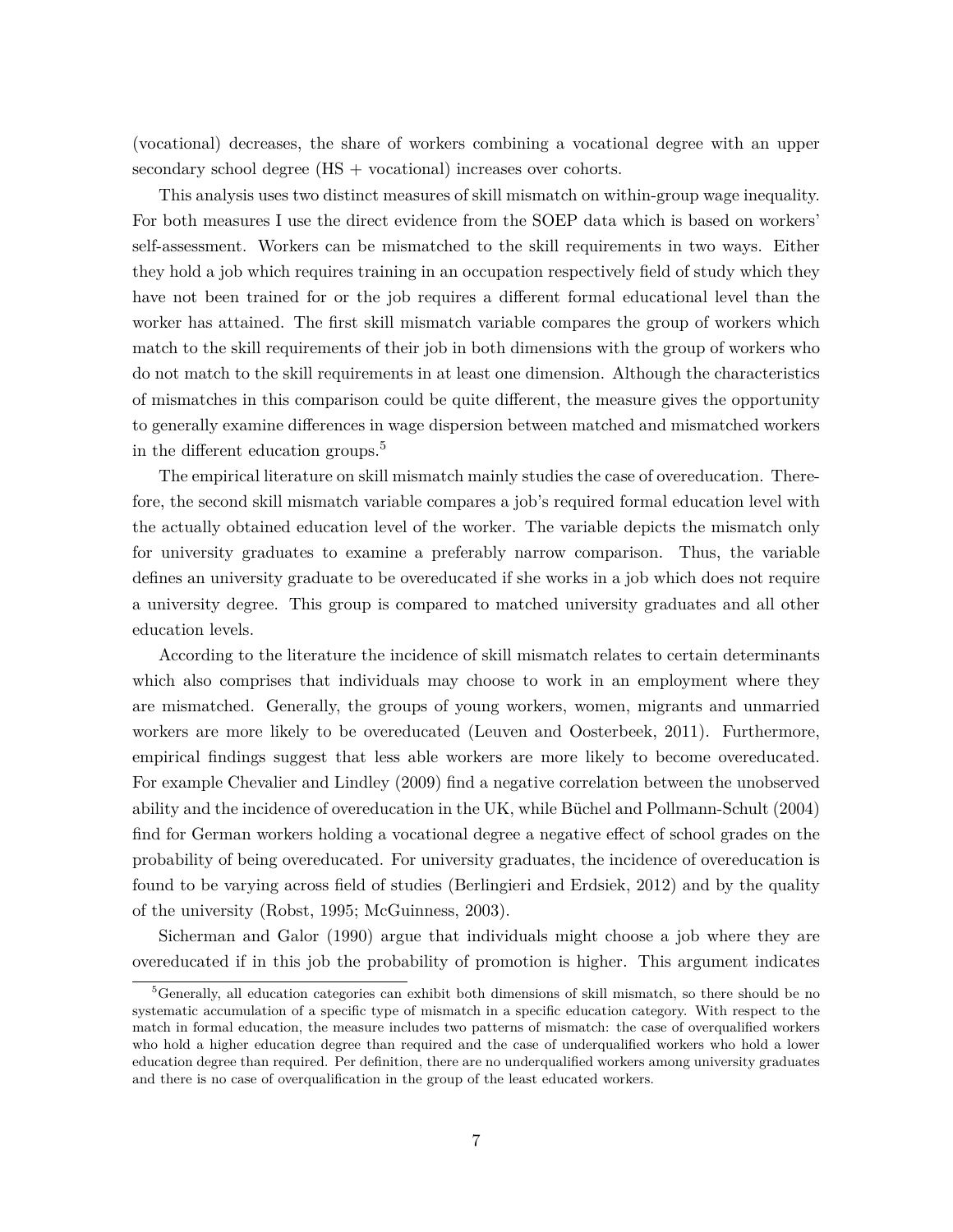(vocational) decreases, the share of workers combining a vocational degree with an upper secondary school degree (HS + vocational) increases over cohorts.

This analysis uses two distinct measures of skill mismatch on within-group wage inequality. For both measures I use the direct evidence from the SOEP data which is based on workers' self-assessment. Workers can be mismatched to the skill requirements in two ways. Either they hold a job which requires training in an occupation respectively field of study which they have not been trained for or the job requires a different formal educational level than the worker has attained. The first skill mismatch variable compares the group of workers which match to the skill requirements of their job in both dimensions with the group of workers who do not match to the skill requirements in at least one dimension. Although the characteristics of mismatches in this comparison could be quite different, the measure gives the opportunity to generally examine differences in wage dispersion between matched and mismatched workers in the different education groups.[5]

The empirical literature on skill mismatch mainly studies the case of overeducation. Therefore, the second skill mismatch variable compares a job's required formal education level with the actually obtained education level of the worker. The variable depicts the mismatch only for university graduates to examine a preferably narrow comparison. Thus, the variable defines an university graduate to be overeducated if she works in a job which does not require a university degree. This group is compared to matched university graduates and all other education levels.

According to the literature the incidence of skill mismatch relates to certain determinants which also comprises that individuals may choose to work in an employment where they are mismatched. Generally, the groups of young workers, women, migrants and unmarried workers are more likely to be overeducated (Leuven and Oosterbeek, 2011). Furthermore, empirical findings suggest that less able workers are more likely to become overeducated. For example Chevalier and Lindley (2009) find a negative correlation between the unobserved ability and the incidence of overeducation in the UK, while Büchel and Pollmann-Schult (2004) find for German workers holding a vocational degree a negative effect of school grades on the probability of being overeducated. For university graduates, the incidence of overeducation is found to be varying across field of studies (Berlingieri and Erdsiek, 2012) and by the quality of the university (Robst, 1995; McGuinness, 2003).

Sicherman and Galor (1990) argue that individuals might choose a job where they are overeducated if in this job the probability of promotion is higher. This argument indicates

[5] Generally, all education categories can exhibit both dimensions of skill mismatch, so there should be no systematic accumulation of a specific type of mismatch in a specific education category. With respect to the match in formal education, the measure includes two patterns of mismatch: the case of overqualified workers who hold a higher education degree than required and the case of underqualified workers who hold a lower education degree than required. Per definition, there are no underqualified workers among university graduates and there is no case of overqualification in the group of the least educated workers.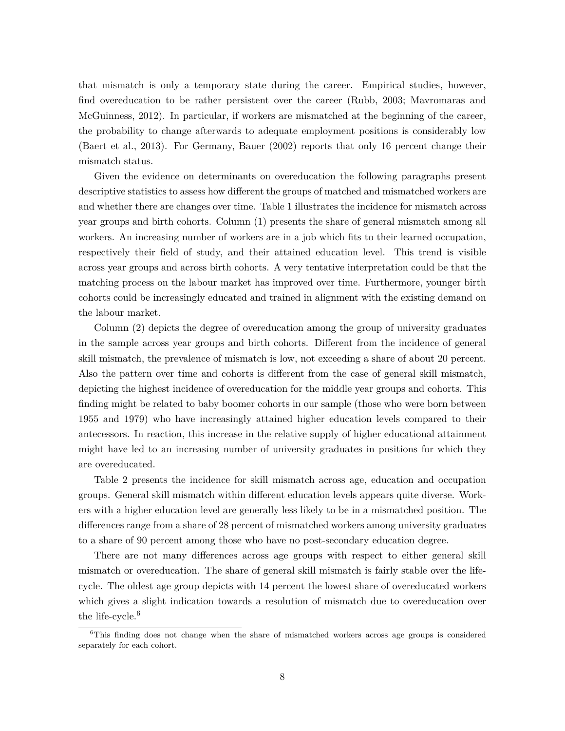that mismatch is only a temporary state during the career. Empirical studies, however, find overeducation to be rather persistent over the career (Rubb, 2003; Mavromaras and McGuinness, 2012). In particular, if workers are mismatched at the beginning of the career, the probability to change afterwards to adequate employment positions is considerably low (Baert et al., 2013). For Germany, Bauer (2002) reports that only 16 percent change their mismatch status.

Given the evidence on determinants on overeducation the following paragraphs present descriptive statistics to assess how different the groups of matched and mismatched workers are and whether there are changes over time. Table 1 illustrates the incidence for mismatch across year groups and birth cohorts. Column (1) presents the share of general mismatch among all workers. An increasing number of workers are in a job which fits to their learned occupation, respectively their field of study, and their attained education level. This trend is visible across year groups and across birth cohorts. A very tentative interpretation could be that the matching process on the labour market has improved over time. Furthermore, younger birth cohorts could be increasingly educated and trained in alignment with the existing demand on the labour market.

Column (2) depicts the degree of overeducation among the group of university graduates in the sample across year groups and birth cohorts. Different from the incidence of general skill mismatch, the prevalence of mismatch is low, not exceeding a share of about 20 percent. Also the pattern over time and cohorts is different from the case of general skill mismatch, depicting the highest incidence of overeducation for the middle year groups and cohorts. This finding might be related to baby boomer cohorts in our sample (those who were born between 1955 and 1979) who have increasingly attained higher education levels compared to their antecessors. In reaction, this increase in the relative supply of higher educational attainment might have led to an increasing number of university graduates in positions for which they are overeducated.

Table 2 presents the incidence for skill mismatch across age, education and occupation groups. General skill mismatch within different education levels appears quite diverse. Workers with a higher education level are generally less likely to be in a mismatched position. The differences range from a share of 28 percent of mismatched workers among university graduates to a share of 90 percent among those who have no post-secondary education degree.

There are not many differences across age groups with respect to either general skill mismatch or overeducation. The share of general skill mismatch is fairly stable over the life-cycle. The oldest age group depicts with 14 percent the lowest share of overeducated workers which gives a slight indication towards a resolution of mismatch due to overeducation over the life-cycle.[6]

[6]This finding does not change when the share of mismatched workers across age groups is considered separately for each cohort.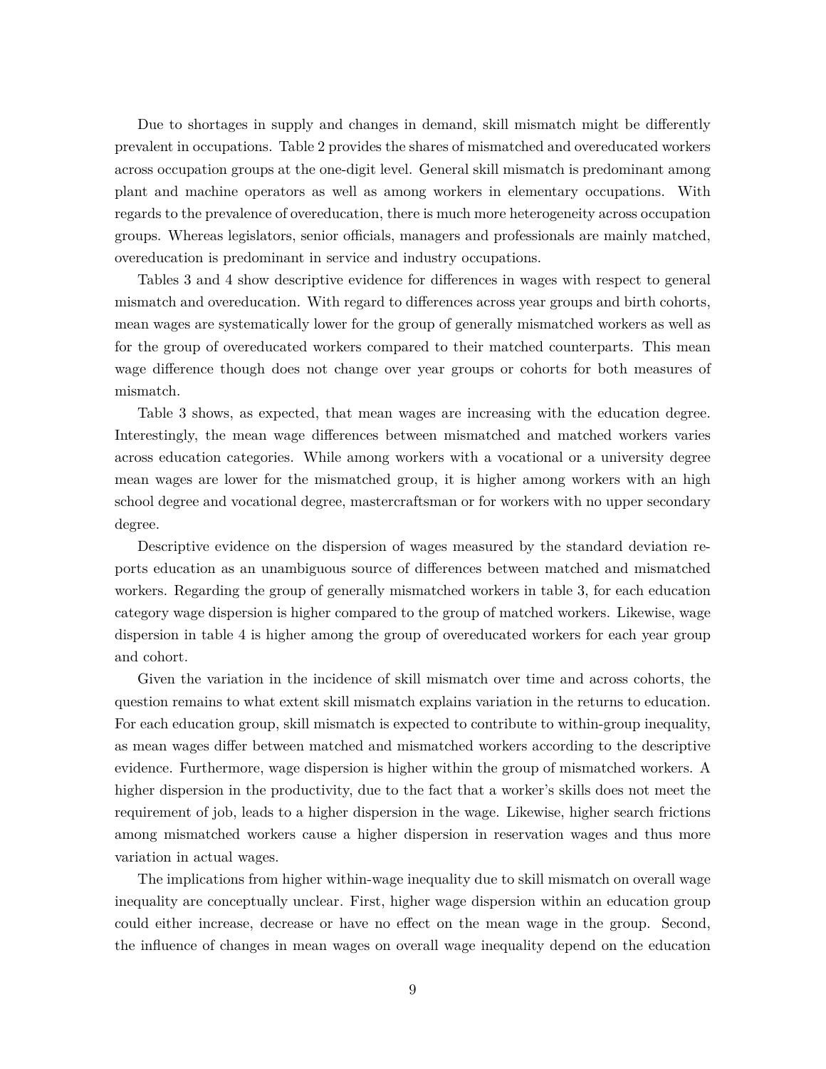Due to shortages in supply and changes in demand, skill mismatch might be differently prevalent in occupations. Table 2 provides the shares of mismatched and overeducated workers across occupation groups at the one-digit level. General skill mismatch is predominant among plant and machine operators as well as among workers in elementary occupations. With regards to the prevalence of overeducation, there is much more heterogeneity across occupation groups. Whereas legislators, senior officials, managers and professionals are mainly matched, overeducation is predominant in service and industry occupations.

Tables 3 and 4 show descriptive evidence for differences in wages with respect to general mismatch and overeducation. With regard to differences across year groups and birth cohorts, mean wages are systematically lower for the group of generally mismatched workers as well as for the group of overeducated workers compared to their matched counterparts. This mean wage difference though does not change over year groups or cohorts for both measures of mismatch.

Table 3 shows, as expected, that mean wages are increasing with the education degree. Interestingly, the mean wage differences between mismatched and matched workers varies across education categories. While among workers with a vocational or a university degree mean wages are lower for the mismatched group, it is higher among workers with an high school degree and vocational degree, mastercraftsman or for workers with no upper secondary degree.

Descriptive evidence on the dispersion of wages measured by the standard deviation reports education as an unambiguous source of differences between matched and mismatched workers. Regarding the group of generally mismatched workers in table 3, for each education category wage dispersion is higher compared to the group of matched workers. Likewise, wage dispersion in table 4 is higher among the group of overeducated workers for each year group and cohort.

Given the variation in the incidence of skill mismatch over time and across cohorts, the question remains to what extent skill mismatch explains variation in the returns to education. For each education group, skill mismatch is expected to contribute to within-group inequality, as mean wages differ between matched and mismatched workers according to the descriptive evidence. Furthermore, wage dispersion is higher within the group of mismatched workers. A higher dispersion in the productivity, due to the fact that a worker's skills does not meet the requirement of job, leads to a higher dispersion in the wage. Likewise, higher search frictions among mismatched workers cause a higher dispersion in reservation wages and thus more variation in actual wages.

The implications from higher within-wage inequality due to skill mismatch on overall wage inequality are conceptually unclear. First, higher wage dispersion within an education group could either increase, decrease or have no effect on the mean wage in the group. Second, the influence of changes in mean wages on overall wage inequality depend on the education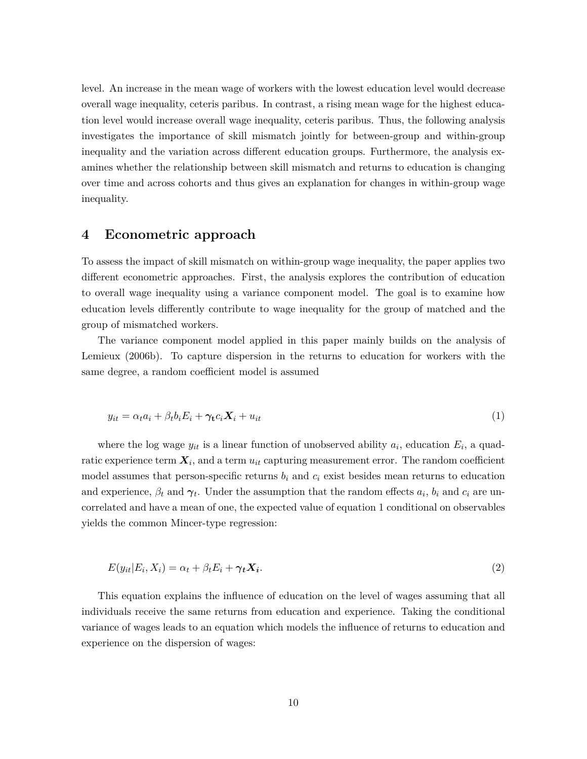level. An increase in the mean wage of workers with the lowest education level would decrease overall wage inequality, ceteris paribus. In contrast, a rising mean wage for the highest education level would increase overall wage inequality, ceteris paribus. Thus, the following analysis investigates the importance of skill mismatch jointly for between-group and within-group inequality and the variation across different education groups. Furthermore, the analysis examines whether the relationship between skill mismatch and returns to education is changing over time and across cohorts and thus gives an explanation for changes in within-group wage inequality.

## 4 Econometric approach

To assess the impact of skill mismatch on within-group wage inequality, the paper applies two different econometric approaches. First, the analysis explores the contribution of education to overall wage inequality using a variance component model. The goal is to examine how education levels differently contribute to wage inequality for the group of matched and the group of mismatched workers.

The variance component model applied in this paper mainly builds on the analysis of Lemieux (2006b). To capture dispersion in the returns to education for workers with the same degree, a random coefficient model is assumed

$$y_{it} = \alpha_t a_i + \beta_t b_i E_i + \boldsymbol{\gamma_t} c_i \boldsymbol{X}_i + u_{it} \tag{1}$$

where the log wage $y_{it}$ is a linear function of unobserved ability $a_i$, education $E_i$, a quadratic experience term $\boldsymbol{X}_i$, and a term $u_{it}$ capturing measurement error. The random coefficient model assumes that person-specific returns $b_i$ and $c_i$ exist besides mean returns to education and experience, $\beta_t$ and $\boldsymbol{\gamma}_t$. Under the assumption that the random effects $a_i$, $b_i$ and $c_i$ are uncorrelated and have a mean of one, the expected value of equation 1 conditional on observables yields the common Mincer-type regression:

$$E(y_{it}|E_i, X_i) = \alpha_t + \beta_t E_i + \boldsymbol{\gamma_t X_i}. \tag{2}$$

This equation explains the influence of education on the level of wages assuming that all individuals receive the same returns from education and experience. Taking the conditional variance of wages leads to an equation which models the influence of returns to education and experience on the dispersion of wages: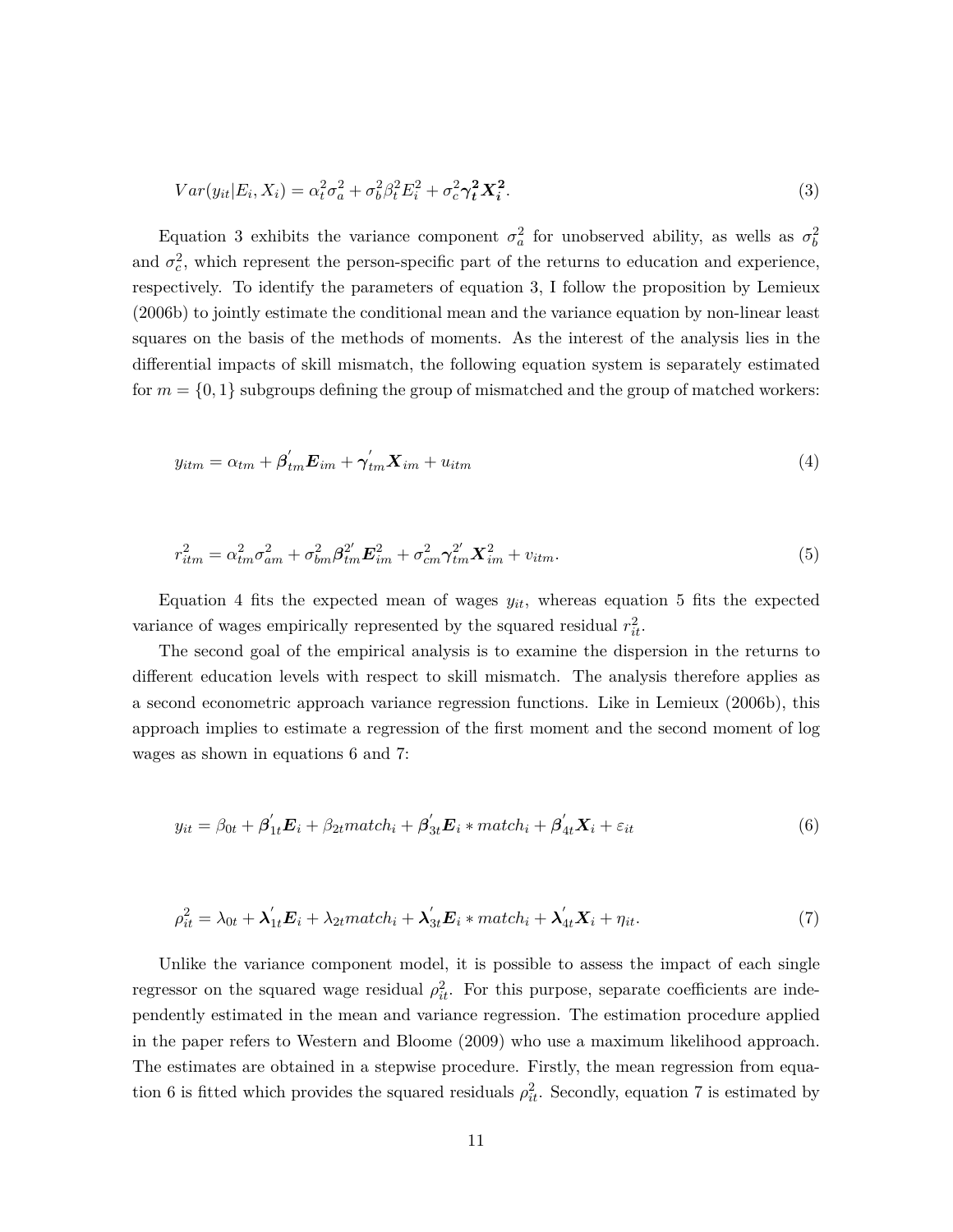$$Var(y_{it}|E_i, X_i) = \alpha_t^2 \sigma_a^2 + \sigma_b^2 \beta_t^2 E_i^2 + \sigma_c^2 \boldsymbol{\gamma_t^2 X_i^2}. \tag{3}$$

Equation 3 exhibits the variance component $\sigma_a^2$ for unobserved ability, as wells as $\sigma_b^2$ and $\sigma_c^2$, which represent the person-specific part of the returns to education and experience, respectively. To identify the parameters of equation 3, I follow the proposition by Lemieux (2006b) to jointly estimate the conditional mean and the variance equation by non-linear least squares on the basis of the methods of moments. As the interest of the analysis lies in the differential impacts of skill mismatch, the following equation system is separately estimated for $m = \{0, 1\}$ subgroups defining the group of mismatched and the group of matched workers:

$$y_{itm} = \alpha_{tm} + \boldsymbol{\beta}'_{tm} \boldsymbol{E}_{im} + \boldsymbol{\gamma}'_{tm} \boldsymbol{X}_{im} + u_{itm} \tag{4}$$

$$r_{itm}^2 = \alpha_{tm}^2 \sigma_{am}^2 + \sigma_{bm}^2 \boldsymbol{\beta}_{tm}^{2'} \boldsymbol{E}_{im}^2 + \sigma_{cm}^2 \boldsymbol{\gamma}_{tm}^{2'} \boldsymbol{X}_{im}^2 + v_{itm}. \tag{5}$$

Equation 4 fits the expected mean of wages $y_{it}$, whereas equation 5 fits the expected variance of wages empirically represented by the squared residual $r_{it}^2$.

The second goal of the empirical analysis is to examine the dispersion in the returns to different education levels with respect to skill mismatch. The analysis therefore applies as a second econometric approach variance regression functions. Like in Lemieux (2006b), this approach implies to estimate a regression of the first moment and the second moment of log wages as shown in equations 6 and 7:

$$y_{it} = \beta_{0t} + \boldsymbol{\beta}'_{1t} \boldsymbol{E}_i + \beta_{2t} match_i + \boldsymbol{\beta}'_{3t} \boldsymbol{E}_i * match_i + \boldsymbol{\beta}'_{4t} \boldsymbol{X}_i + \varepsilon_{it} \tag{6}$$

$$\rho_{it}^2 = \lambda_{0t} + \boldsymbol{\lambda}'_{1t} \boldsymbol{E}_i + \lambda_{2t} match_i + \boldsymbol{\lambda}'_{3t} \boldsymbol{E}_i * match_i + \boldsymbol{\lambda}'_{4t} \boldsymbol{X}_i + \eta_{it}. \tag{7}$$

Unlike the variance component model, it is possible to assess the impact of each single regressor on the squared wage residual $\rho_{it}^2$. For this purpose, separate coefficients are independently estimated in the mean and variance regression. The estimation procedure applied in the paper refers to Western and Bloome (2009) who use a maximum likelihood approach. The estimates are obtained in a stepwise procedure. Firstly, the mean regression from equation 6 is fitted which provides the squared residuals $\rho_{it}^2$. Secondly, equation 7 is estimated by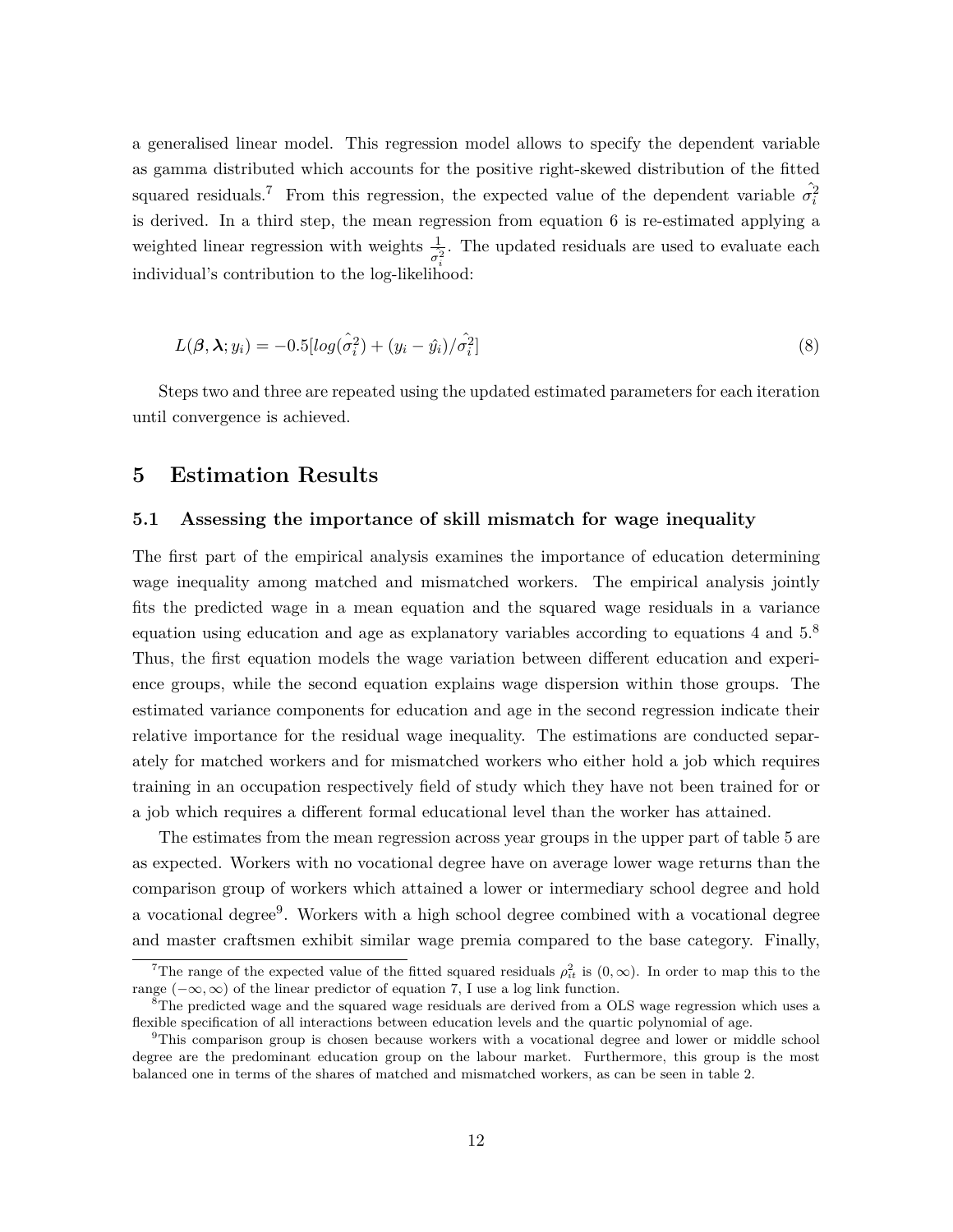a generalised linear model. This regression model allows to specify the dependent variable as gamma distributed which accounts for the positive right-skewed distribution of the fitted squared residuals.[7] From this regression, the expected value of the dependent variable $\hat{\sigma_i^2}$ is derived. In a third step, the mean regression from equation 6 is re-estimated applying a weighted linear regression with weights $\frac{1}{\sigma_i^2}$. The updated residuals are used to evaluate each individual's contribution to the log-likelihood:

$$L(\boldsymbol{\beta}, \boldsymbol{\lambda}; y_i) = -0.5[log(\hat{\sigma_i^2}) + (y_i - \hat{y_i})/\hat{\sigma_i^2}] \tag{8}$$

Steps two and three are repeated using the updated estimated parameters for each iteration until convergence is achieved.

## 5 Estimation Results

### 5.1 Assessing the importance of skill mismatch for wage inequality

The first part of the empirical analysis examines the importance of education determining wage inequality among matched and mismatched workers. The empirical analysis jointly fits the predicted wage in a mean equation and the squared wage residuals in a variance equation using education and age as explanatory variables according to equations 4 and 5.[8] Thus, the first equation models the wage variation between different education and experience groups, while the second equation explains wage dispersion within those groups. The estimated variance components for education and age in the second regression indicate their relative importance for the residual wage inequality. The estimations are conducted separately for matched workers and for mismatched workers who either hold a job which requires training in an occupation respectively field of study which they have not been trained for or a job which requires a different formal educational level than the worker has attained.

The estimates from the mean regression across year groups in the upper part of table 5 are as expected. Workers with no vocational degree have on average lower wage returns than the comparison group of workers which attained a lower or intermediary school degree and hold a vocational degree[9]. Workers with a high school degree combined with a vocational degree and master craftsmen exhibit similar wage premia compared to the base category. Finally,

[7] The range of the expected value of the fitted squared residuals $\rho_{it}^2$ is $(0, \infty)$. In order to map this to the range $(-\infty, \infty)$ of the linear predictor of equation 7, I use a log link function.

[8] The predicted wage and the squared wage residuals are derived from a OLS wage regression which uses a flexible specification of all interactions between education levels and the quartic polynomial of age.

[9] This comparison group is chosen because workers with a vocational degree and lower or middle school degree are the predominant education group on the labour market. Furthermore, this group is the most balanced one in terms of the shares of matched and mismatched workers, as can be seen in table 2.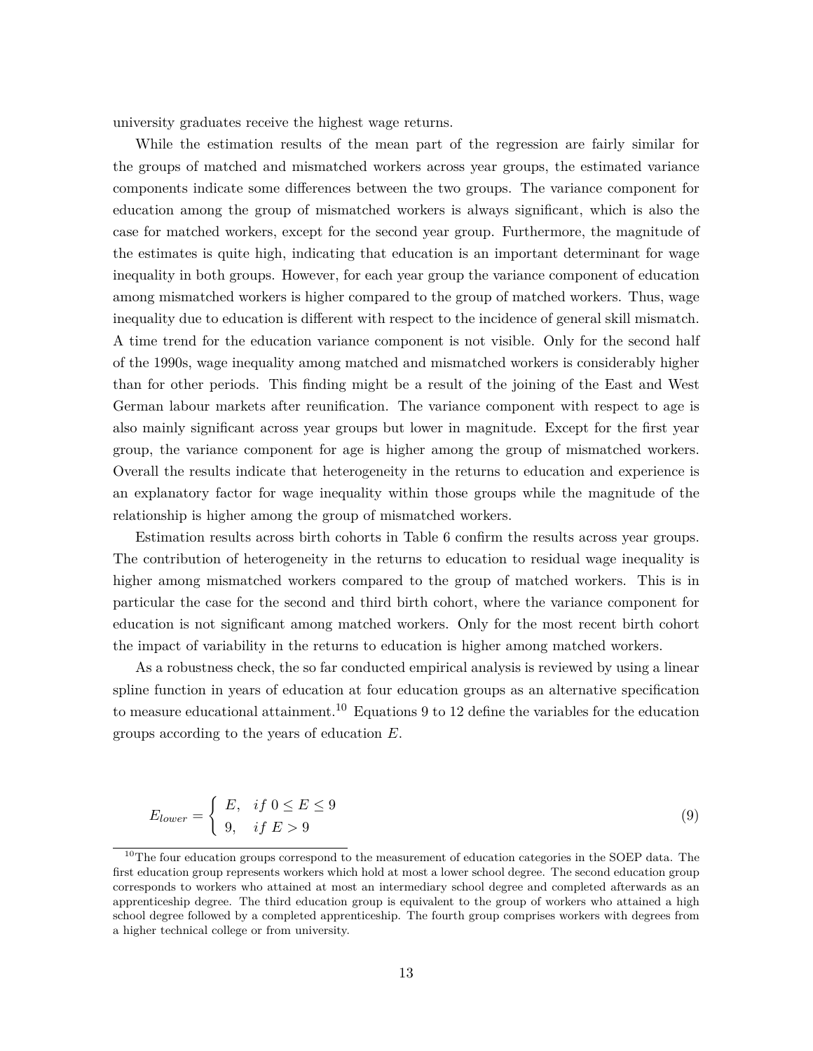university graduates receive the highest wage returns.

While the estimation results of the mean part of the regression are fairly similar for the groups of matched and mismatched workers across year groups, the estimated variance components indicate some differences between the two groups. The variance component for education among the group of mismatched workers is always significant, which is also the case for matched workers, except for the second year group. Furthermore, the magnitude of the estimates is quite high, indicating that education is an important determinant for wage inequality in both groups. However, for each year group the variance component of education among mismatched workers is higher compared to the group of matched workers. Thus, wage inequality due to education is different with respect to the incidence of general skill mismatch. A time trend for the education variance component is not visible. Only for the second half of the 1990s, wage inequality among matched and mismatched workers is considerably higher than for other periods. This finding might be a result of the joining of the East and West German labour markets after reunification. The variance component with respect to age is also mainly significant across year groups but lower in magnitude. Except for the first year group, the variance component for age is higher among the group of mismatched workers. Overall the results indicate that heterogeneity in the returns to education and experience is an explanatory factor for wage inequality within those groups while the magnitude of the relationship is higher among the group of mismatched workers.

Estimation results across birth cohorts in Table 6 confirm the results across year groups. The contribution of heterogeneity in the returns to education to residual wage inequality is higher among mismatched workers compared to the group of matched workers. This is in particular the case for the second and third birth cohort, where the variance component for education is not significant among matched workers. Only for the most recent birth cohort the impact of variability in the returns to education is higher among matched workers.

As a robustness check, the so far conducted empirical analysis is reviewed by using a linear spline function in years of education at four education groups as an alternative specification to measure educational attainment.[10] Equations 9 to 12 define the variables for the education groups according to the years of education $E$.

$$E_{lower} = \begin{cases} E, & if\ 0 \leq E \leq 9 \\ 9, & if\ E > 9 \end{cases} \tag{9}$$

[10]The four education groups correspond to the measurement of education categories in the SOEP data. The first education group represents workers which hold at most a lower school degree. The second education group corresponds to workers who attained at most an intermediary school degree and completed afterwards as an apprenticeship degree. The third education group is equivalent to the group of workers who attained a high school degree followed by a completed apprenticeship. The fourth group comprises workers with degrees from a higher technical college or from university.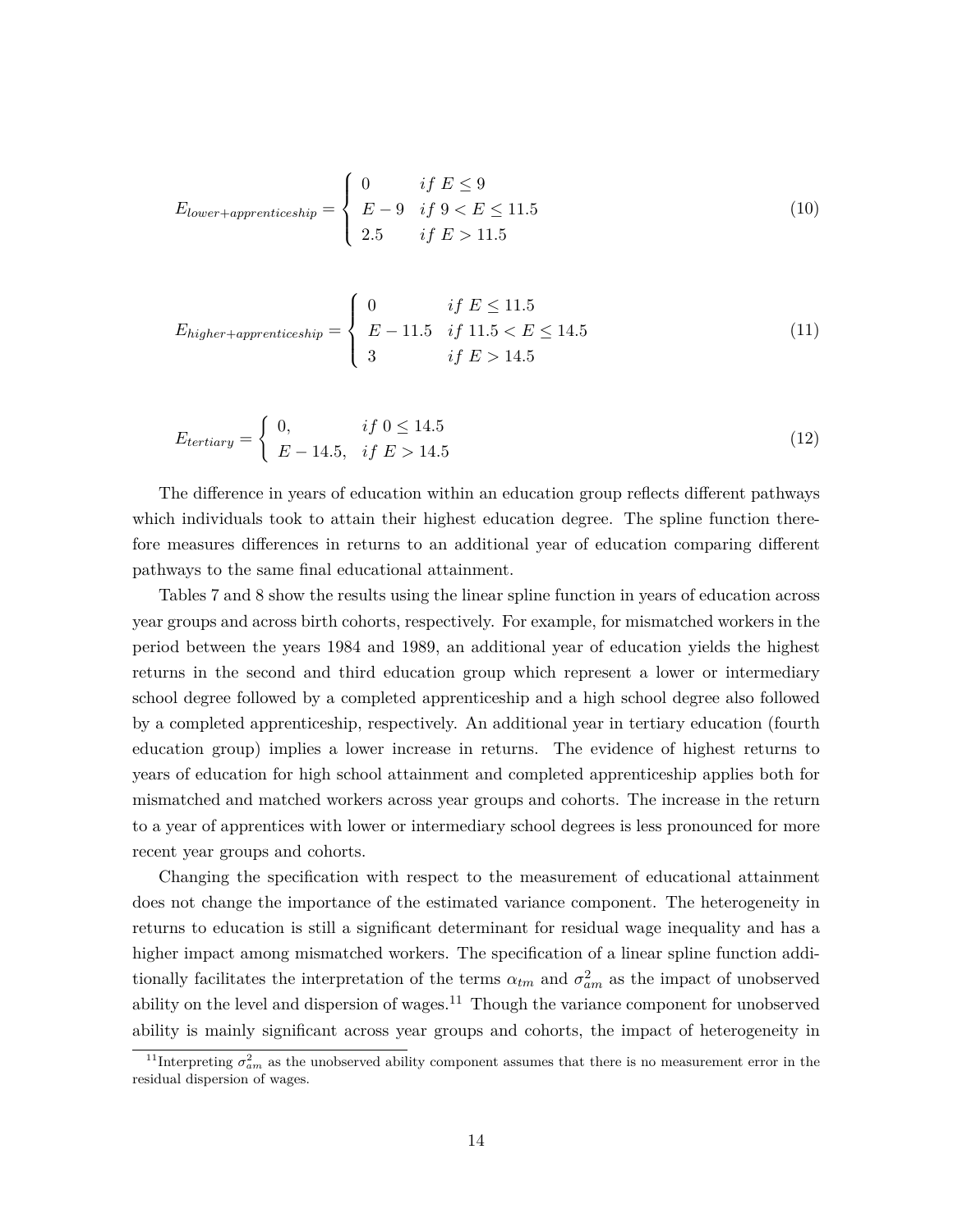$$E_{lower+apprenticeship} = \begin{cases} 0 & if\ E \leq 9 \\ E - 9 & if\ 9 < E \leq 11.5 \\ 2.5 & if\ E > 11.5 \end{cases} \tag{10}$$

$$E_{higher+apprenticeship} = \begin{cases} 0 & if\ E \leq 11.5 \\ E - 11.5 & if\ 11.5 < E \leq 14.5 \\ 3 & if\ E > 14.5 \end{cases} \tag{11}$$

$$E_{tertiary} = \begin{cases} 0, & if\ 0 \leq 14.5 \\ E - 14.5, & if\ E > 14.5 \end{cases} \tag{12}$$

The difference in years of education within an education group reflects different pathways which individuals took to attain their highest education degree. The spline function therefore measures differences in returns to an additional year of education comparing different pathways to the same final educational attainment.

Tables 7 and 8 show the results using the linear spline function in years of education across year groups and across birth cohorts, respectively. For example, for mismatched workers in the period between the years 1984 and 1989, an additional year of education yields the highest returns in the second and third education group which represent a lower or intermediary school degree followed by a completed apprenticeship and a high school degree also followed by a completed apprenticeship, respectively. An additional year in tertiary education (fourth education group) implies a lower increase in returns. The evidence of highest returns to years of education for high school attainment and completed apprenticeship applies both for mismatched and matched workers across year groups and cohorts. The increase in the return to a year of apprentices with lower or intermediary school degrees is less pronounced for more recent year groups and cohorts.

Changing the specification with respect to the measurement of educational attainment does not change the importance of the estimated variance component. The heterogeneity in returns to education is still a significant determinant for residual wage inequality and has a higher impact among mismatched workers. The specification of a linear spline function additionally facilitates the interpretation of the terms $\alpha_{tm}$ and $\sigma_{am}^2$ as the impact of unobserved ability on the level and dispersion of wages.[11] Though the variance component for unobserved ability is mainly significant across year groups and cohorts, the impact of heterogeneity in

[11] Interpreting $\sigma_{am}^2$ as the unobserved ability component assumes that there is no measurement error in the residual dispersion of wages.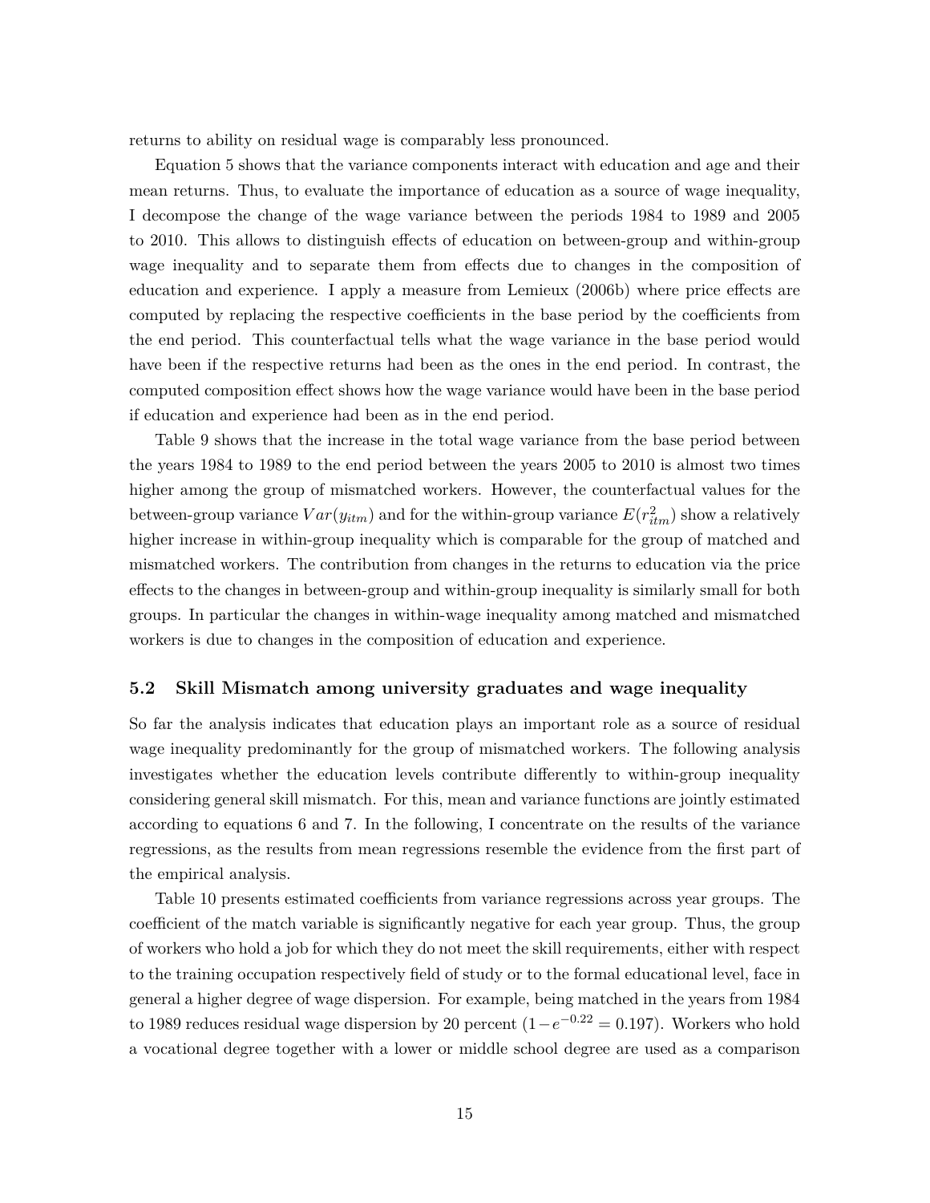returns to ability on residual wage is comparably less pronounced.

Equation 5 shows that the variance components interact with education and age and their mean returns. Thus, to evaluate the importance of education as a source of wage inequality, I decompose the change of the wage variance between the periods 1984 to 1989 and 2005 to 2010. This allows to distinguish effects of education on between-group and within-group wage inequality and to separate them from effects due to changes in the composition of education and experience. I apply a measure from Lemieux (2006b) where price effects are computed by replacing the respective coefficients in the base period by the coefficients from the end period. This counterfactual tells what the wage variance in the base period would have been if the respective returns had been as the ones in the end period. In contrast, the computed composition effect shows how the wage variance would have been in the base period if education and experience had been as in the end period.

Table 9 shows that the increase in the total wage variance from the base period between the years 1984 to 1989 to the end period between the years 2005 to 2010 is almost two times higher among the group of mismatched workers. However, the counterfactual values for the between-group variance $Var(y_{itm})$ and for the within-group variance $E(r_{itm}^2)$ show a relatively higher increase in within-group inequality which is comparable for the group of matched and mismatched workers. The contribution from changes in the returns to education via the price effects to the changes in between-group and within-group inequality is similarly small for both groups. In particular the changes in within-wage inequality among matched and mismatched workers is due to changes in the composition of education and experience.

### 5.2 Skill Mismatch among university graduates and wage inequality

So far the analysis indicates that education plays an important role as a source of residual wage inequality predominantly for the group of mismatched workers. The following analysis investigates whether the education levels contribute differently to within-group inequality considering general skill mismatch. For this, mean and variance functions are jointly estimated according to equations 6 and 7. In the following, I concentrate on the results of the variance regressions, as the results from mean regressions resemble the evidence from the first part of the empirical analysis.

Table 10 presents estimated coefficients from variance regressions across year groups. The coefficient of the match variable is significantly negative for each year group. Thus, the group of workers who hold a job for which they do not meet the skill requirements, either with respect to the training occupation respectively field of study or to the formal educational level, face in general a higher degree of wage dispersion. For example, being matched in the years from 1984 to 1989 reduces residual wage dispersion by 20 percent ($1 - e^{-0.22} = 0.197$). Workers who hold a vocational degree together with a lower or middle school degree are used as a comparison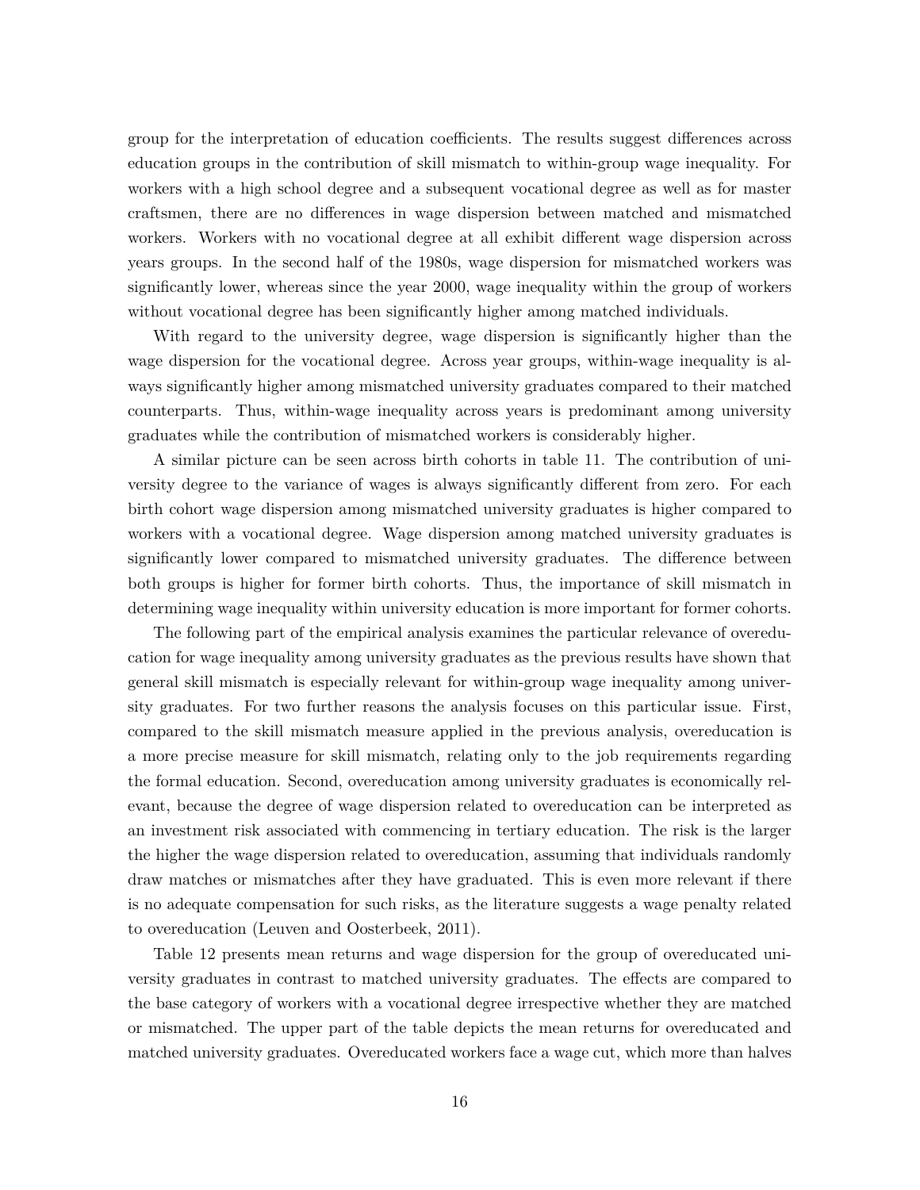group for the interpretation of education coefficients. The results suggest differences across education groups in the contribution of skill mismatch to within-group wage inequality. For workers with a high school degree and a subsequent vocational degree as well as for master craftsmen, there are no differences in wage dispersion between matched and mismatched workers. Workers with no vocational degree at all exhibit different wage dispersion across years groups. In the second half of the 1980s, wage dispersion for mismatched workers was significantly lower, whereas since the year 2000, wage inequality within the group of workers without vocational degree has been significantly higher among matched individuals.

With regard to the university degree, wage dispersion is significantly higher than the wage dispersion for the vocational degree. Across year groups, within-wage inequality is always significantly higher among mismatched university graduates compared to their matched counterparts. Thus, within-wage inequality across years is predominant among university graduates while the contribution of mismatched workers is considerably higher.

A similar picture can be seen across birth cohorts in table 11. The contribution of university degree to the variance of wages is always significantly different from zero. For each birth cohort wage dispersion among mismatched university graduates is higher compared to workers with a vocational degree. Wage dispersion among matched university graduates is significantly lower compared to mismatched university graduates. The difference between both groups is higher for former birth cohorts. Thus, the importance of skill mismatch in determining wage inequality within university education is more important for former cohorts.

The following part of the empirical analysis examines the particular relevance of overeducation for wage inequality among university graduates as the previous results have shown that general skill mismatch is especially relevant for within-group wage inequality among university graduates. For two further reasons the analysis focuses on this particular issue. First, compared to the skill mismatch measure applied in the previous analysis, overeducation is a more precise measure for skill mismatch, relating only to the job requirements regarding the formal education. Second, overeducation among university graduates is economically relevant, because the degree of wage dispersion related to overeducation can be interpreted as an investment risk associated with commencing in tertiary education. The risk is the larger the higher the wage dispersion related to overeducation, assuming that individuals randomly draw matches or mismatches after they have graduated. This is even more relevant if there is no adequate compensation for such risks, as the literature suggests a wage penalty related to overeducation (Leuven and Oosterbeek, 2011).

Table 12 presents mean returns and wage dispersion for the group of overeducated university graduates in contrast to matched university graduates. The effects are compared to the base category of workers with a vocational degree irrespective whether they are matched or mismatched. The upper part of the table depicts the mean returns for overeducated and matched university graduates. Overeducated workers face a wage cut, which more than halves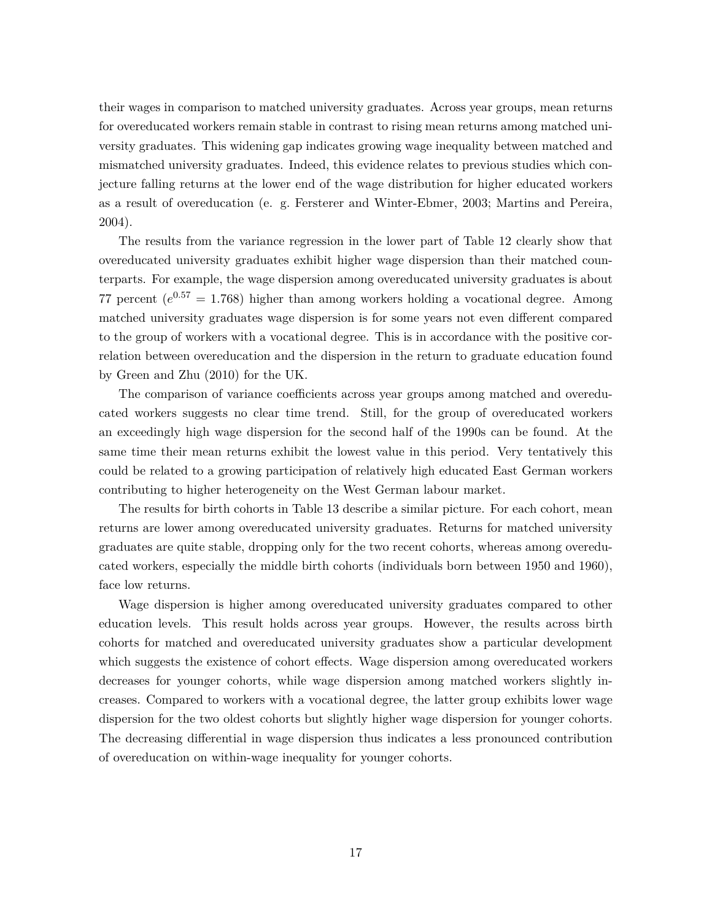their wages in comparison to matched university graduates. Across year groups, mean returns for overeducated workers remain stable in contrast to rising mean returns among matched university graduates. This widening gap indicates growing wage inequality between matched and mismatched university graduates. Indeed, this evidence relates to previous studies which conjecture falling returns at the lower end of the wage distribution for higher educated workers as a result of overeducation (e. g. Fersterer and Winter-Ebmer, 2003; Martins and Pereira, 2004).

The results from the variance regression in the lower part of Table 12 clearly show that overeducated university graduates exhibit higher wage dispersion than their matched counterparts. For example, the wage dispersion among overeducated university graduates is about 77 percent ($e^{0.57} = 1.768$) higher than among workers holding a vocational degree. Among matched university graduates wage dispersion is for some years not even different compared to the group of workers with a vocational degree. This is in accordance with the positive correlation between overeducation and the dispersion in the return to graduate education found by Green and Zhu (2010) for the UK.

The comparison of variance coefficients across year groups among matched and overeducated workers suggests no clear time trend. Still, for the group of overeducated workers an exceedingly high wage dispersion for the second half of the 1990s can be found. At the same time their mean returns exhibit the lowest value in this period. Very tentatively this could be related to a growing participation of relatively high educated East German workers contributing to higher heterogeneity on the West German labour market.

The results for birth cohorts in Table 13 describe a similar picture. For each cohort, mean returns are lower among overeducated university graduates. Returns for matched university graduates are quite stable, dropping only for the two recent cohorts, whereas among overeducated workers, especially the middle birth cohorts (individuals born between 1950 and 1960), face low returns.

Wage dispersion is higher among overeducated university graduates compared to other education levels. This result holds across year groups. However, the results across birth cohorts for matched and overeducated university graduates show a particular development which suggests the existence of cohort effects. Wage dispersion among overeducated workers decreases for younger cohorts, while wage dispersion among matched workers slightly increases. Compared to workers with a vocational degree, the latter group exhibits lower wage dispersion for the two oldest cohorts but slightly higher wage dispersion for younger cohorts. The decreasing differential in wage dispersion thus indicates a less pronounced contribution of overeducation on within-wage inequality for younger cohorts.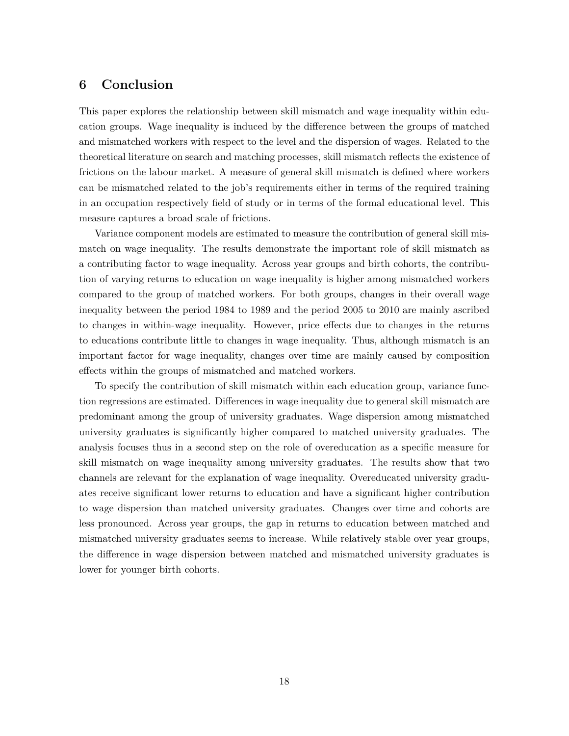## 6 Conclusion

This paper explores the relationship between skill mismatch and wage inequality within education groups. Wage inequality is induced by the difference between the groups of matched and mismatched workers with respect to the level and the dispersion of wages. Related to the theoretical literature on search and matching processes, skill mismatch reflects the existence of frictions on the labour market. A measure of general skill mismatch is defined where workers can be mismatched related to the job's requirements either in terms of the required training in an occupation respectively field of study or in terms of the formal educational level. This measure captures a broad scale of frictions.

Variance component models are estimated to measure the contribution of general skill mismatch on wage inequality. The results demonstrate the important role of skill mismatch as a contributing factor to wage inequality. Across year groups and birth cohorts, the contribution of varying returns to education on wage inequality is higher among mismatched workers compared to the group of matched workers. For both groups, changes in their overall wage inequality between the period 1984 to 1989 and the period 2005 to 2010 are mainly ascribed to changes in within-wage inequality. However, price effects due to changes in the returns to educations contribute little to changes in wage inequality. Thus, although mismatch is an important factor for wage inequality, changes over time are mainly caused by composition effects within the groups of mismatched and matched workers.

To specify the contribution of skill mismatch within each education group, variance function regressions are estimated. Differences in wage inequality due to general skill mismatch are predominant among the group of university graduates. Wage dispersion among mismatched university graduates is significantly higher compared to matched university graduates. The analysis focuses thus in a second step on the role of overeducation as a specific measure for skill mismatch on wage inequality among university graduates. The results show that two channels are relevant for the explanation of wage inequality. Overeducated university graduates receive significant lower returns to education and have a significant higher contribution to wage dispersion than matched university graduates. Changes over time and cohorts are less pronounced. Across year groups, the gap in returns to education between matched and mismatched university graduates seems to increase. While relatively stable over year groups, the difference in wage dispersion between matched and mismatched university graduates is lower for younger birth cohorts.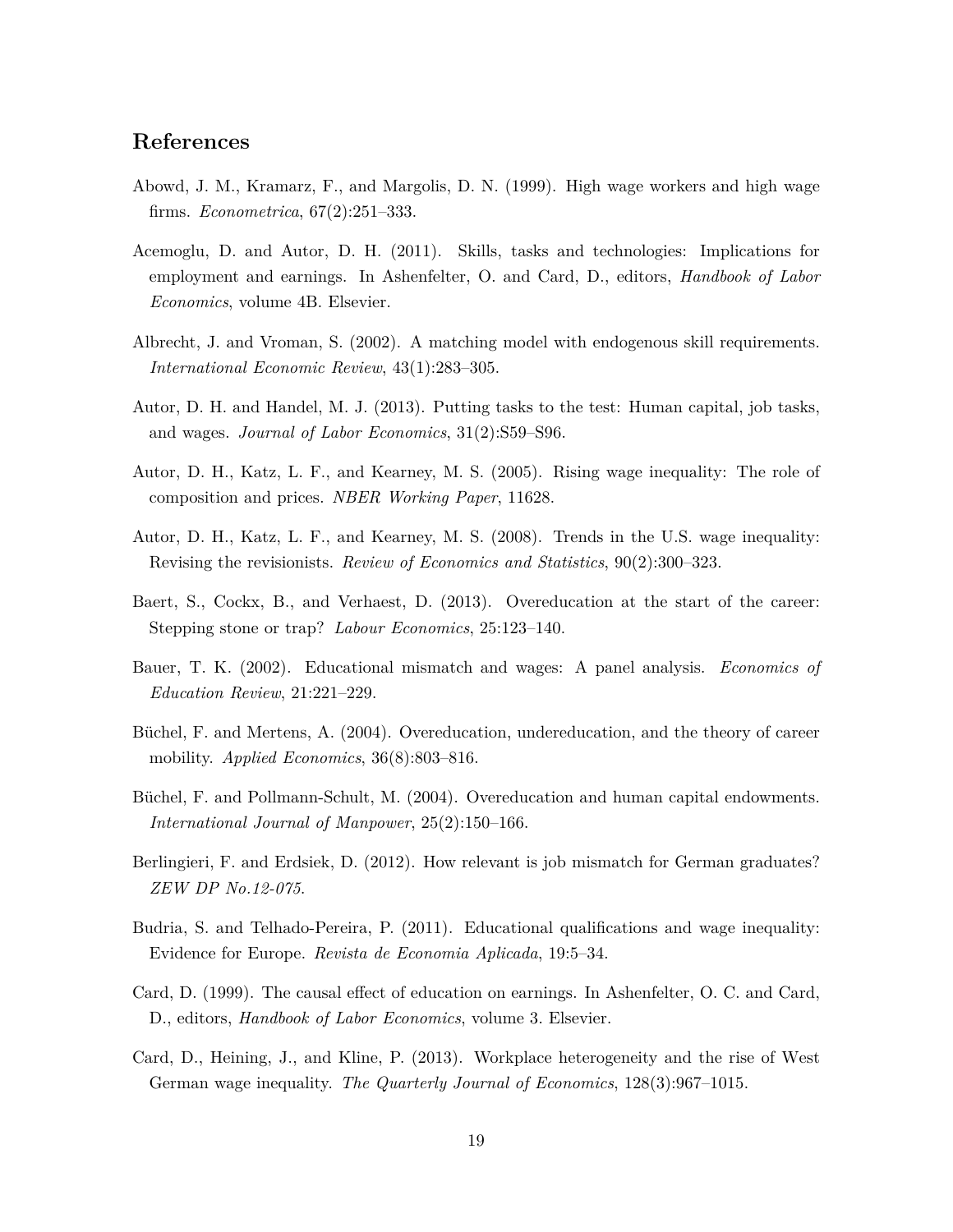# References

Abowd, J. M., Kramarz, F., and Margolis, D. N. (1999). High wage workers and high wage firms. *Econometrica*, 67(2):251–333.

Acemoglu, D. and Autor, D. H. (2011). Skills, tasks and technologies: Implications for employment and earnings. In Ashenfelter, O. and Card, D., editors, *Handbook of Labor Economics*, volume 4B. Elsevier.

Albrecht, J. and Vroman, S. (2002). A matching model with endogenous skill requirements. *International Economic Review*, 43(1):283–305.

Autor, D. H. and Handel, M. J. (2013). Putting tasks to the test: Human capital, job tasks, and wages. *Journal of Labor Economics*, 31(2):S59–S96.

Autor, D. H., Katz, L. F., and Kearney, M. S. (2005). Rising wage inequality: The role of composition and prices. *NBER Working Paper*, 11628.

Autor, D. H., Katz, L. F., and Kearney, M. S. (2008). Trends in the U.S. wage inequality: Revising the revisionists. *Review of Economics and Statistics*, 90(2):300–323.

Baert, S., Cockx, B., and Verhaest, D. (2013). Overeducation at the start of the career: Stepping stone or trap? *Labour Economics*, 25:123–140.

Bauer, T. K. (2002). Educational mismatch and wages: A panel analysis. *Economics of Education Review*, 21:221–229.

Büchel, F. and Mertens, A. (2004). Overeducation, undereducation, and the theory of career mobility. *Applied Economics*, 36(8):803–816.

Büchel, F. and Pollmann-Schult, M. (2004). Overeducation and human capital endowments. *International Journal of Manpower*, 25(2):150–166.

Berlingieri, F. and Erdsiek, D. (2012). How relevant is job mismatch for German graduates? *ZEW DP No.12-075*.

Budria, S. and Telhado-Pereira, P. (2011). Educational qualifications and wage inequality: Evidence for Europe. *Revista de Economia Aplicada*, 19:5–34.

Card, D. (1999). The causal effect of education on earnings. In Ashenfelter, O. C. and Card, D., editors, *Handbook of Labor Economics*, volume 3. Elsevier.

Card, D., Heining, J., and Kline, P. (2013). Workplace heterogeneity and the rise of West German wage inequality. *The Quarterly Journal of Economics*, 128(3):967–1015.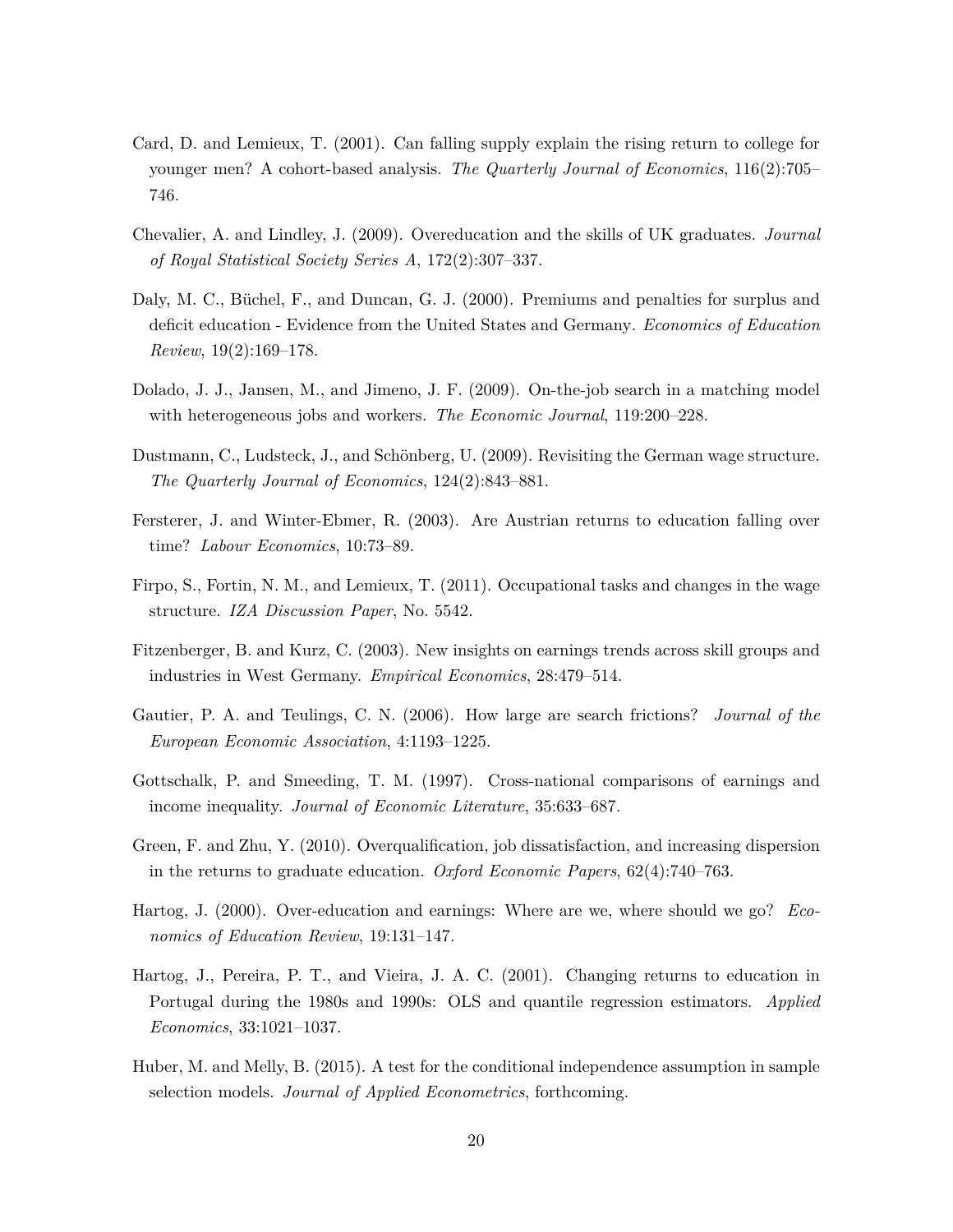Card, D. and Lemieux, T. (2001). Can falling supply explain the rising return to college for younger men? A cohort-based analysis. *The Quarterly Journal of Economics*, 116(2):705–746.

Chevalier, A. and Lindley, J. (2009). Overeducation and the skills of UK graduates. *Journal of Royal Statistical Society Series A*, 172(2):307–337.

Daly, M. C., Büchel, F., and Duncan, G. J. (2000). Premiums and penalties for surplus and deficit education - Evidence from the United States and Germany. *Economics of Education Review*, 19(2):169–178.

Dolado, J. J., Jansen, M., and Jimeno, J. F. (2009). On-the-job search in a matching model with heterogeneous jobs and workers. *The Economic Journal*, 119:200–228.

Dustmann, C., Ludsteck, J., and Schönberg, U. (2009). Revisiting the German wage structure. *The Quarterly Journal of Economics*, 124(2):843–881.

Fersterer, J. and Winter-Ebmer, R. (2003). Are Austrian returns to education falling over time? *Labour Economics*, 10:73–89.

Firpo, S., Fortin, N. M., and Lemieux, T. (2011). Occupational tasks and changes in the wage structure. *IZA Discussion Paper*, No. 5542.

Fitzenberger, B. and Kurz, C. (2003). New insights on earnings trends across skill groups and industries in West Germany. *Empirical Economics*, 28:479–514.

Gautier, P. A. and Teulings, C. N. (2006). How large are search frictions? *Journal of the European Economic Association*, 4:1193–1225.

Gottschalk, P. and Smeeding, T. M. (1997). Cross-national comparisons of earnings and income inequality. *Journal of Economic Literature*, 35:633–687.

Green, F. and Zhu, Y. (2010). Overqualification, job dissatisfaction, and increasing dispersion in the returns to graduate education. *Oxford Economic Papers*, 62(4):740–763.

Hartog, J. (2000). Over-education and earnings: Where are we, where should we go? *Economics of Education Review*, 19:131–147.

Hartog, J., Pereira, P. T., and Vieira, J. A. C. (2001). Changing returns to education in Portugal during the 1980s and 1990s: OLS and quantile regression estimators. *Applied Economics*, 33:1021–1037.

Huber, M. and Melly, B. (2015). A test for the conditional independence assumption in sample selection models. *Journal of Applied Econometrics*, forthcoming.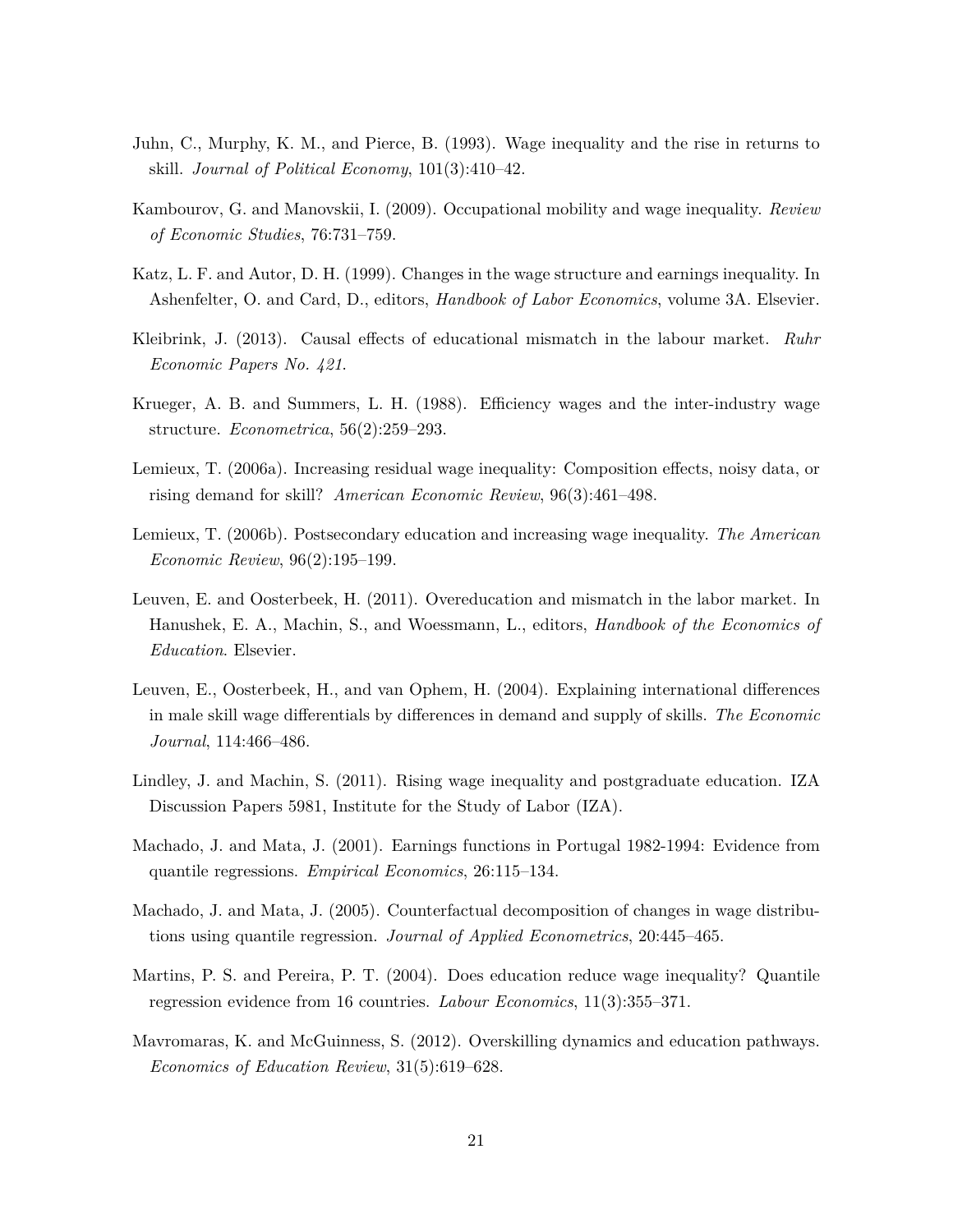Juhn, C., Murphy, K. M., and Pierce, B. (1993). Wage inequality and the rise in returns to skill. *Journal of Political Economy*, 101(3):410–42.

Kambourov, G. and Manovskii, I. (2009). Occupational mobility and wage inequality. *Review of Economic Studies*, 76:731–759.

Katz, L. F. and Autor, D. H. (1999). Changes in the wage structure and earnings inequality. In Ashenfelter, O. and Card, D., editors, *Handbook of Labor Economics*, volume 3A. Elsevier.

Kleibrink, J. (2013). Causal effects of educational mismatch in the labour market. *Ruhr Economic Papers No. 421*.

Krueger, A. B. and Summers, L. H. (1988). Efficiency wages and the inter-industry wage structure. *Econometrica*, 56(2):259–293.

Lemieux, T. (2006a). Increasing residual wage inequality: Composition effects, noisy data, or rising demand for skill? *American Economic Review*, 96(3):461–498.

Lemieux, T. (2006b). Postsecondary education and increasing wage inequality. *The American Economic Review*, 96(2):195–199.

Leuven, E. and Oosterbeek, H. (2011). Overeducation and mismatch in the labor market. In Hanushek, E. A., Machin, S., and Woessmann, L., editors, *Handbook of the Economics of Education*. Elsevier.

Leuven, E., Oosterbeek, H., and van Ophem, H. (2004). Explaining international differences in male skill wage differentials by differences in demand and supply of skills. *The Economic Journal*, 114:466–486.

Lindley, J. and Machin, S. (2011). Rising wage inequality and postgraduate education. IZA Discussion Papers 5981, Institute for the Study of Labor (IZA).

Machado, J. and Mata, J. (2001). Earnings functions in Portugal 1982-1994: Evidence from quantile regressions. *Empirical Economics*, 26:115–134.

Machado, J. and Mata, J. (2005). Counterfactual decomposition of changes in wage distributions using quantile regression. *Journal of Applied Econometrics*, 20:445–465.

Martins, P. S. and Pereira, P. T. (2004). Does education reduce wage inequality? Quantile regression evidence from 16 countries. *Labour Economics*, 11(3):355–371.

Mavromaras, K. and McGuinness, S. (2012). Overskilling dynamics and education pathways. *Economics of Education Review*, 31(5):619–628.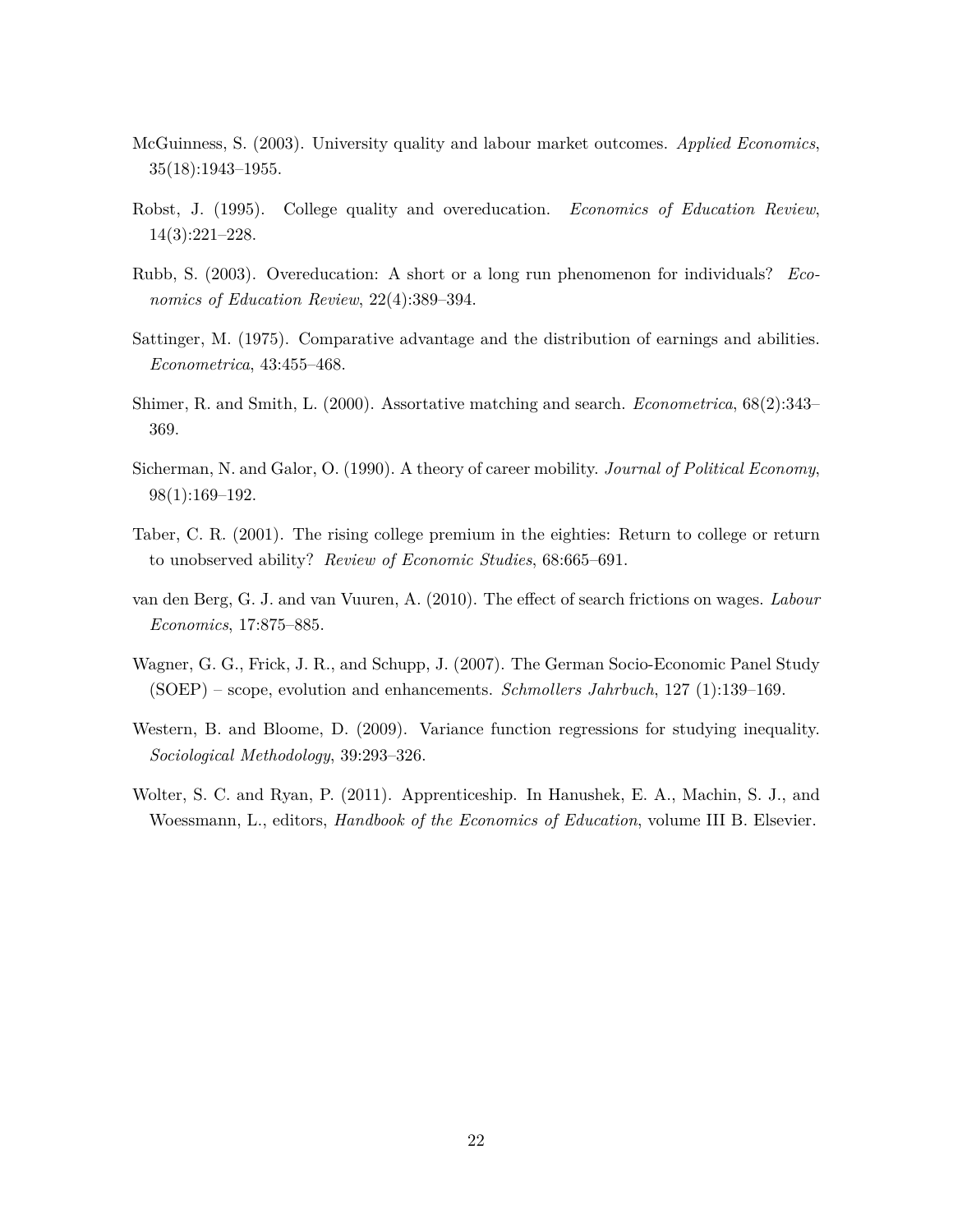McGuinness, S. (2003). University quality and labour market outcomes. *Applied Economics*, 35(18):1943–1955.

Robst, J. (1995). College quality and overeducation. *Economics of Education Review*, 14(3):221–228.

Rubb, S. (2003). Overeducation: A short or a long run phenomenon for individuals? *Economics of Education Review*, 22(4):389–394.

Sattinger, M. (1975). Comparative advantage and the distribution of earnings and abilities. *Econometrica*, 43:455–468.

Shimer, R. and Smith, L. (2000). Assortative matching and search. *Econometrica*, 68(2):343–369.

Sicherman, N. and Galor, O. (1990). A theory of career mobility. *Journal of Political Economy*, 98(1):169–192.

Taber, C. R. (2001). The rising college premium in the eighties: Return to college or return to unobserved ability? *Review of Economic Studies*, 68:665–691.

van den Berg, G. J. and van Vuuren, A. (2010). The effect of search frictions on wages. *Labour Economics*, 17:875–885.

Wagner, G. G., Frick, J. R., and Schupp, J. (2007). The German Socio-Economic Panel Study (SOEP) – scope, evolution and enhancements. *Schmollers Jahrbuch*, 127 (1):139–169.

Western, B. and Bloome, D. (2009). Variance function regressions for studying inequality. *Sociological Methodology*, 39:293–326.

Wolter, S. C. and Ryan, P. (2011). Apprenticeship. In Hanushek, E. A., Machin, S. J., and Woessmann, L., editors, *Handbook of the Economics of Education*, volume III B. Elsevier.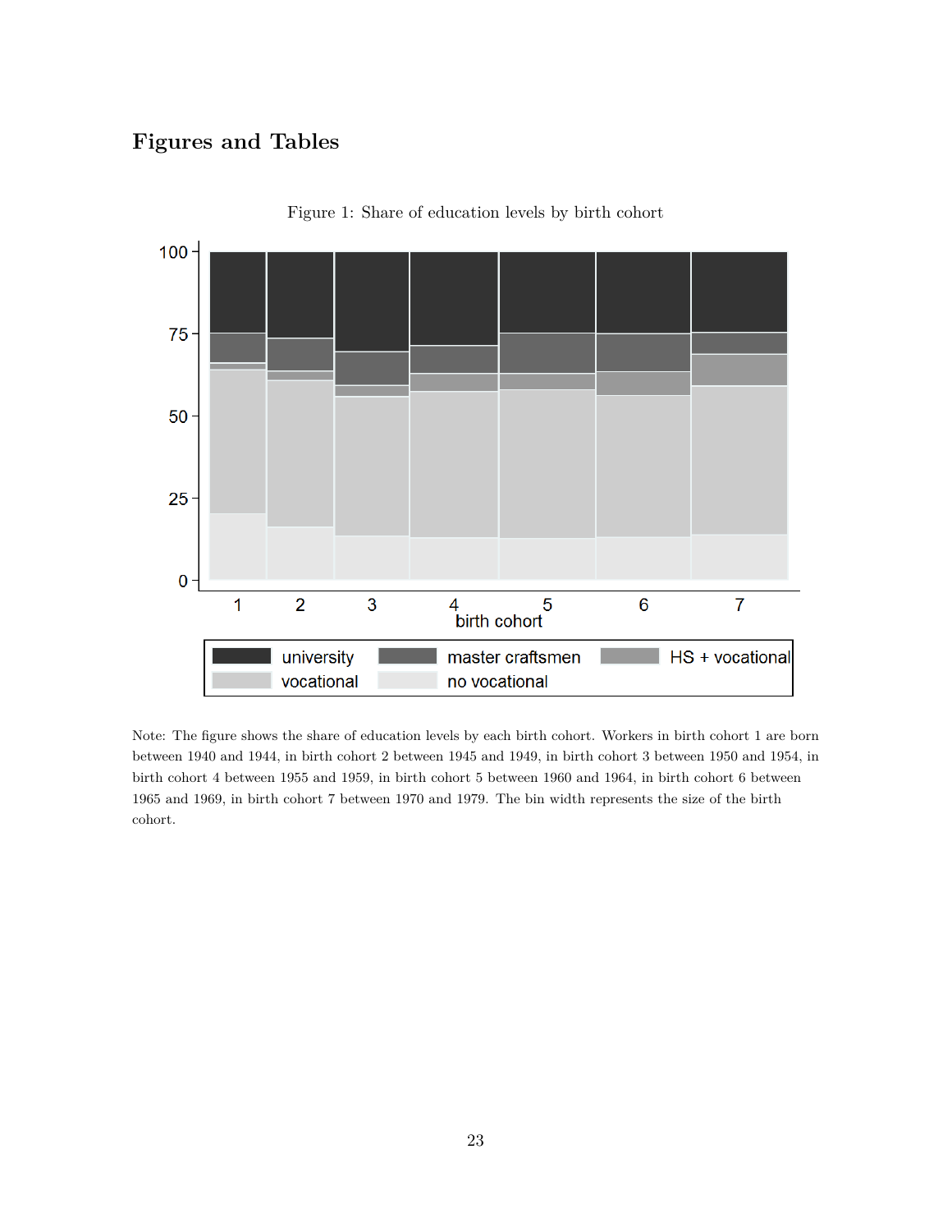# Figures and Tables

Figure 1: Share of education levels by birth cohort

Note: The figure shows the share of education levels by each birth cohort. Workers in birth cohort 1 are born between 1940 and 1944, in birth cohort 2 between 1945 and 1949, in birth cohort 3 between 1950 and 1954, in birth cohort 4 between 1955 and 1959, in birth cohort 5 between 1960 and 1964, in birth cohort 6 between 1965 and 1969, in birth cohort 7 between 1970 and 1979. The bin width represents the size of the birth cohort.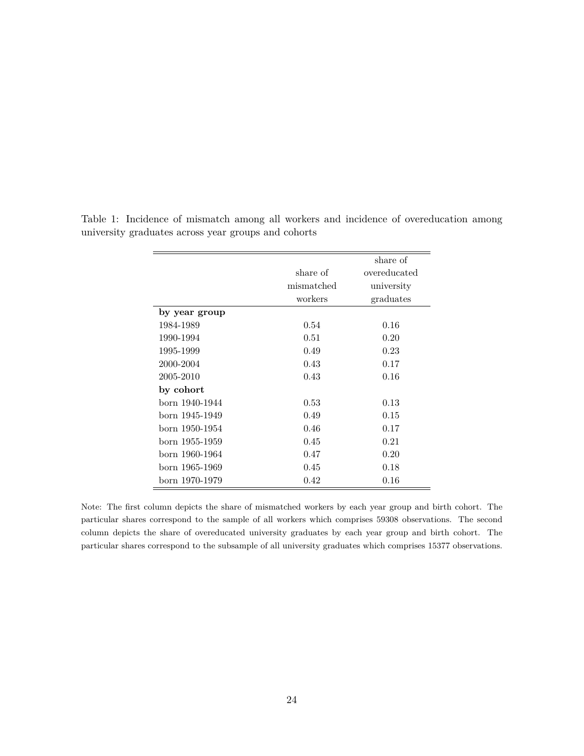Table 1: Incidence of mismatch among all workers and incidence of overeducation among university graduates across year groups and cohorts

| | share of mismatched workers | share of overeducated university graduates |
|---|---|---|
| **by year group** | | |
| 1984-1989 | 0.54 | 0.16 |
| 1990-1994 | 0.51 | 0.20 |
| 1995-1999 | 0.49 | 0.23 |
| 2000-2004 | 0.43 | 0.17 |
| 2005-2010 | 0.43 | 0.16 |
| **by cohort** | | |
| born 1940-1944 | 0.53 | 0.13 |
| born 1945-1949 | 0.49 | 0.15 |
| born 1950-1954 | 0.46 | 0.17 |
| born 1955-1959 | 0.45 | 0.21 |
| born 1960-1964 | 0.47 | 0.20 |
| born 1965-1969 | 0.45 | 0.18 |
| born 1970-1979 | 0.42 | 0.16 |

Note: The first column depicts the share of mismatched workers by each year group and birth cohort. The particular shares correspond to the sample of all workers which comprises 59308 observations. The second column depicts the share of overeducated university graduates by each year group and birth cohort. The particular shares correspond to the subsample of all university graduates which comprises 15377 observations.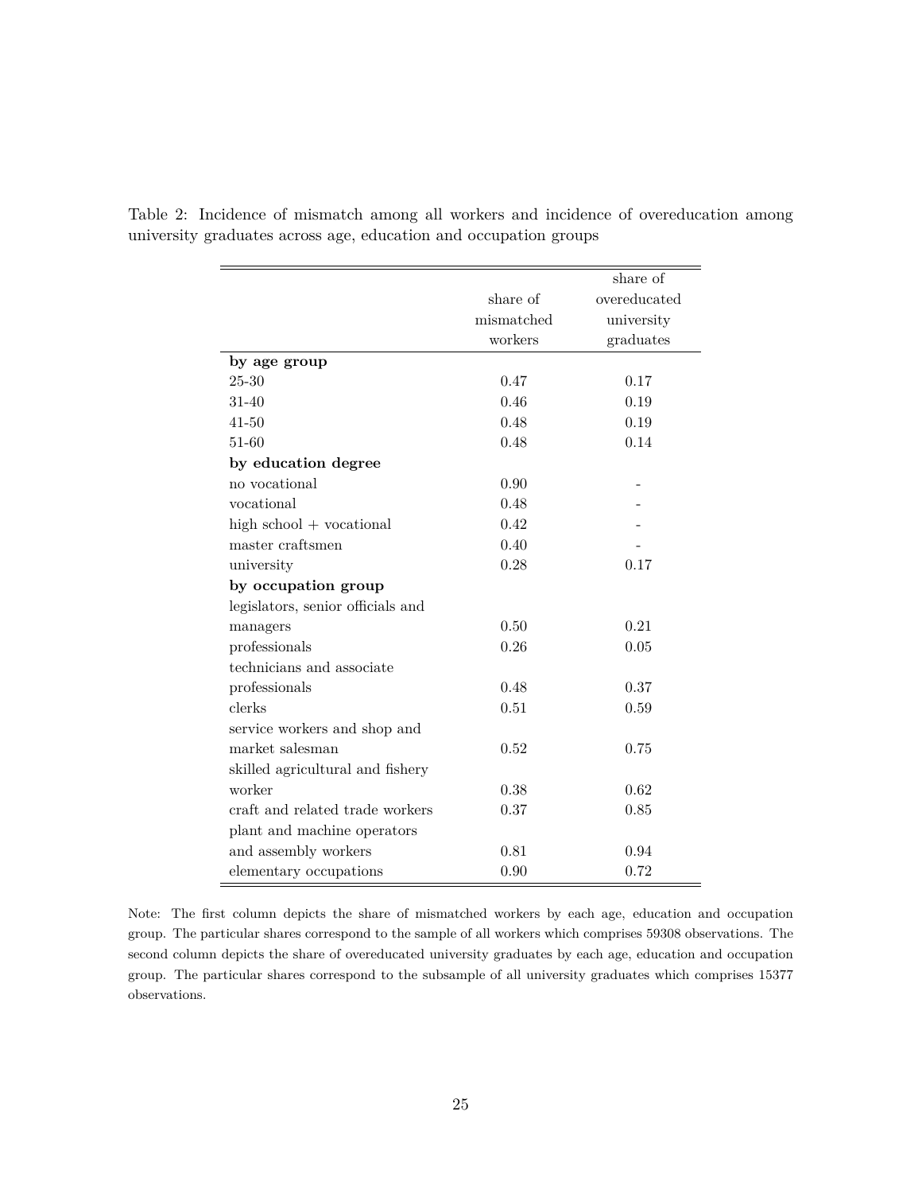Table 2: Incidence of mismatch among all workers and incidence of overeducation among university graduates across age, education and occupation groups

| | share of mismatched workers | share of overeducated university graduates |
|---|---|---|
| **by age group** | | |
| 25-30 | 0.47 | 0.17 |
| 31-40 | 0.46 | 0.19 |
| 41-50 | 0.48 | 0.19 |
| 51-60 | 0.48 | 0.14 |
| **by education degree** | | |
| no vocational | 0.90 | - |
| vocational | 0.48 | - |
| high school + vocational | 0.42 | - |
| master craftsmen | 0.40 | - |
| university | 0.28 | 0.17 |
| **by occupation group** | | |
| legislators, senior officials and managers | 0.50 | 0.21 |
| professionals | 0.26 | 0.05 |
| technicians and associate professionals | 0.48 | 0.37 |
| clerks | 0.51 | 0.59 |
| service workers and shop and market salesman | 0.52 | 0.75 |
| skilled agricultural and fishery worker | 0.38 | 0.62 |
| craft and related trade workers | 0.37 | 0.85 |
| plant and machine operators and assembly workers | 0.81 | 0.94 |
| elementary occupations | 0.90 | 0.72 |

Note: The first column depicts the share of mismatched workers by each age, education and occupation group. The particular shares correspond to the sample of all workers which comprises 59308 observations. The second column depicts the share of overeducated university graduates by each age, education and occupation group. The particular shares correspond to the subsample of all university graduates which comprises 15377 observations.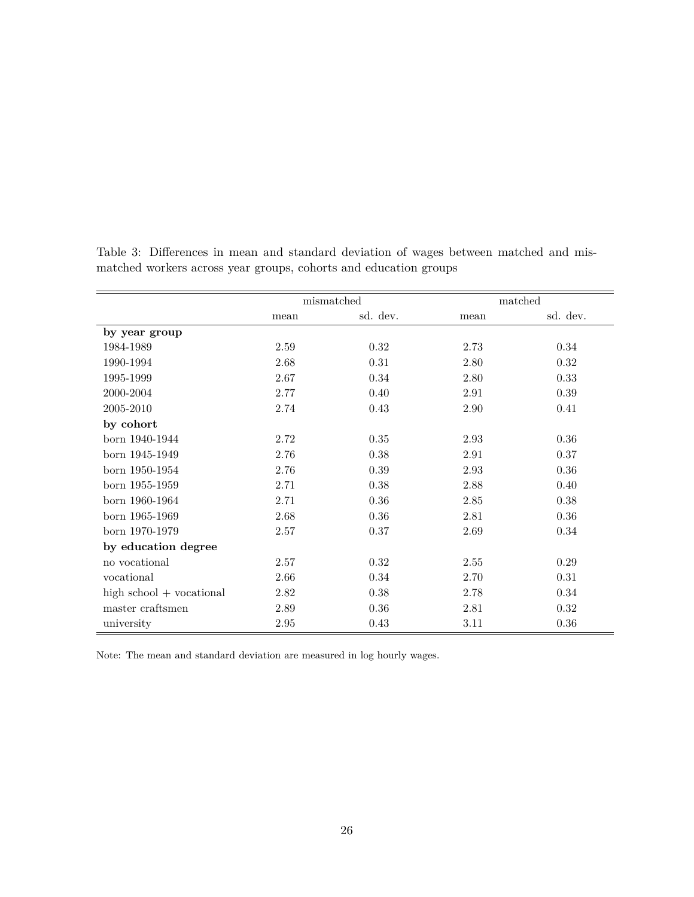Table 3: Differences in mean and standard deviation of wages between matched and mismatched workers across year groups, cohorts and education groups

| | mismatched | | matched | |
|---|---|---|---|---|
| | mean | sd. dev. | mean | sd. dev. |
| **by year group** | | | | |
| 1984-1989 | 2.59 | 0.32 | 2.73 | 0.34 |
| 1990-1994 | 2.68 | 0.31 | 2.80 | 0.32 |
| 1995-1999 | 2.67 | 0.34 | 2.80 | 0.33 |
| 2000-2004 | 2.77 | 0.40 | 2.91 | 0.39 |
| 2005-2010 | 2.74 | 0.43 | 2.90 | 0.41 |
| **by cohort** | | | | |
| born 1940-1944 | 2.72 | 0.35 | 2.93 | 0.36 |
| born 1945-1949 | 2.76 | 0.38 | 2.91 | 0.37 |
| born 1950-1954 | 2.76 | 0.39 | 2.93 | 0.36 |
| born 1955-1959 | 2.71 | 0.38 | 2.88 | 0.40 |
| born 1960-1964 | 2.71 | 0.36 | 2.85 | 0.38 |
| born 1965-1969 | 2.68 | 0.36 | 2.81 | 0.36 |
| born 1970-1979 | 2.57 | 0.37 | 2.69 | 0.34 |
| **by education degree** | | | | |
| no vocational | 2.57 | 0.32 | 2.55 | 0.29 |
| vocational | 2.66 | 0.34 | 2.70 | 0.31 |
| high school + vocational | 2.82 | 0.38 | 2.78 | 0.34 |
| master craftsmen | 2.89 | 0.36 | 2.81 | 0.32 |
| university | 2.95 | 0.43 | 3.11 | 0.36 |

Note: The mean and standard deviation are measured in log hourly wages.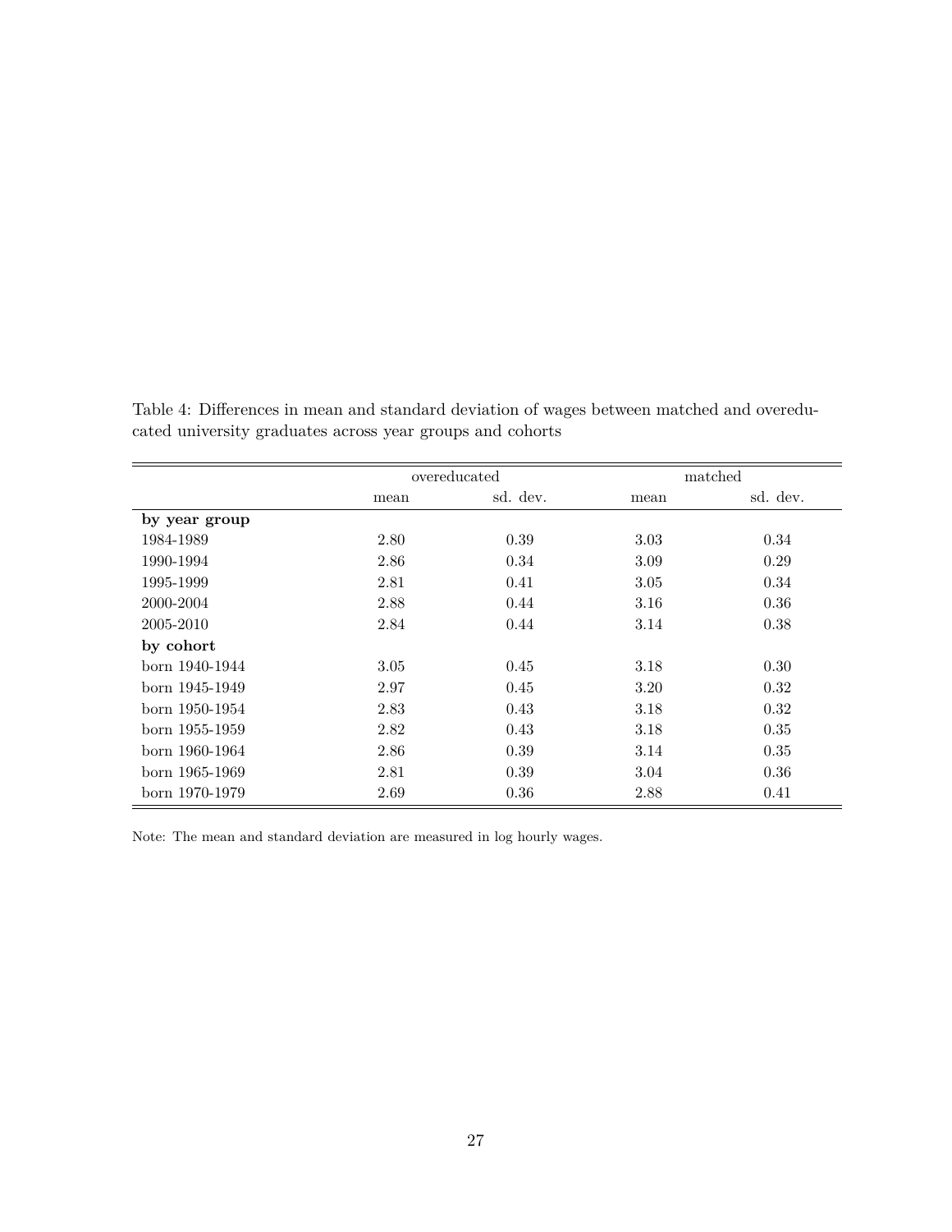Table 4: Differences in mean and standard deviation of wages between matched and overeducated university graduates across year groups and cohorts

| | overeducated | | matched | |
|---|---|---|---|---|
| | mean | sd. dev. | mean | sd. dev. |
| **by year group** | | | | |
| 1984-1989 | 2.80 | 0.39 | 3.03 | 0.34 |
| 1990-1994 | 2.86 | 0.34 | 3.09 | 0.29 |
| 1995-1999 | 2.81 | 0.41 | 3.05 | 0.34 |
| 2000-2004 | 2.88 | 0.44 | 3.16 | 0.36 |
| 2005-2010 | 2.84 | 0.44 | 3.14 | 0.38 |
| **by cohort** | | | | |
| born 1940-1944 | 3.05 | 0.45 | 3.18 | 0.30 |
| born 1945-1949 | 2.97 | 0.45 | 3.20 | 0.32 |
| born 1950-1954 | 2.83 | 0.43 | 3.18 | 0.32 |
| born 1955-1959 | 2.82 | 0.43 | 3.18 | 0.35 |
| born 1960-1964 | 2.86 | 0.39 | 3.14 | 0.35 |
| born 1965-1969 | 2.81 | 0.39 | 3.04 | 0.36 |
| born 1970-1979 | 2.69 | 0.36 | 2.88 | 0.41 |

Note: The mean and standard deviation are measured in log hourly wages.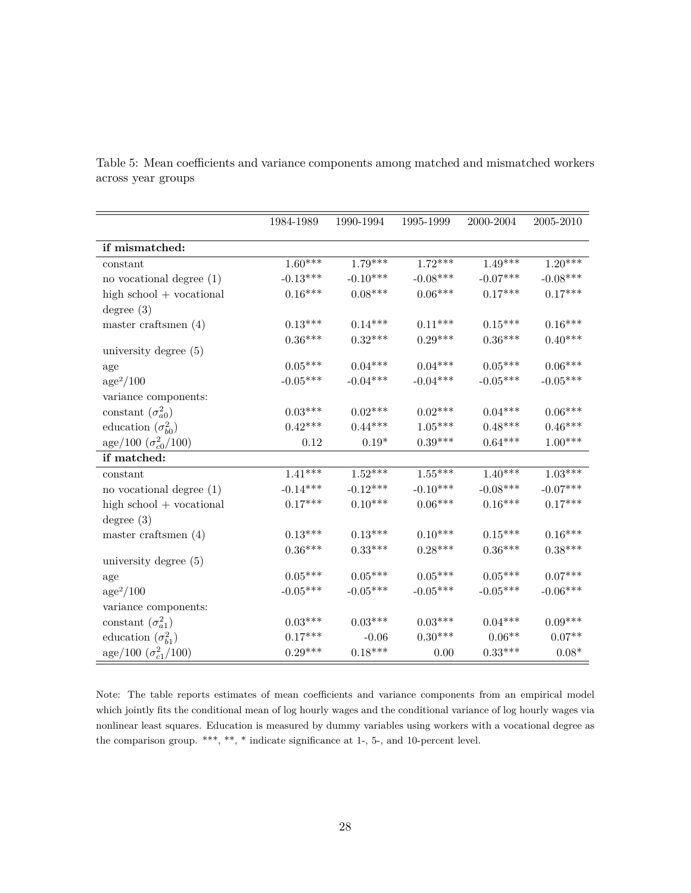Table 5: Mean coefficients and variance components among matched and mismatched workers across year groups

| | 1984-1989 | 1990-1994 | 1995-1999 | 2000-2004 | 2005-2010 |
|---|---|---|---|---|---|
| **if mismatched:** | | | | | |
| constant | 1.60*** | 1.79*** | 1.72*** | 1.49*** | 1.20*** |
| no vocational degree (1) | -0.13*** | -0.10*** | -0.08*** | -0.07*** | -0.08*** |
| high school + vocational degree (3) | 0.16*** | 0.08*** | 0.06*** | 0.17*** | 0.17*** |
| master craftsmen (4) | 0.13*** | 0.14*** | 0.11*** | 0.15*** | 0.16*** |
| university degree (5) | 0.36*** | 0.32*** | 0.29*** | 0.36*** | 0.40*** |
| age | 0.05*** | 0.04*** | 0.04*** | 0.05*** | 0.06*** |
| $age^2/100$ | -0.05*** | -0.04*** | -0.04*** | -0.05*** | -0.05*** |
| variance components: | | | | | |
| constant ($\sigma^2_{a0}$) | 0.03*** | 0.02*** | 0.02*** | 0.04*** | 0.06*** |
| education ($\sigma^2_{b0}$) | 0.42*** | 0.44*** | 1.05*** | 0.48*** | 0.46*** |
| age/100 ($\sigma^2_{c0}/100$) | 0.12 | 0.19* | 0.39*** | 0.64*** | 1.00*** |
| **if matched:** | | | | | |
| constant | 1.41*** | 1.52*** | 1.55*** | 1.40*** | 1.03*** |
| no vocational degree (1) | -0.14*** | -0.12*** | -0.10*** | -0.08*** | -0.07*** |
| high school + vocational degree (3) | 0.17*** | 0.10*** | 0.06*** | 0.16*** | 0.17*** |
| master craftsmen (4) | 0.13*** | 0.13*** | 0.10*** | 0.15*** | 0.16*** |
| university degree (5) | 0.36*** | 0.33*** | 0.28*** | 0.36*** | 0.38*** |
| age | 0.05*** | 0.05*** | 0.05*** | 0.05*** | 0.07*** |
| $age^2/100$ | -0.05*** | -0.05*** | -0.05*** | -0.05*** | -0.06*** |
| variance components: | | | | | |
| constant ($\sigma^2_{a1}$) | 0.03*** | 0.03*** | 0.03*** | 0.04*** | 0.09*** |
| education ($\sigma^2_{b1}$) | 0.17*** | -0.06 | 0.30*** | 0.06** | 0.07** |
| age/100 ($\sigma^2_{c1}/100$) | 0.29*** | 0.18*** | 0.00 | 0.33*** | 0.08* |

Note: The table reports estimates of mean coefficients and variance components from an empirical model which jointly fits the conditional mean of log hourly wages and the conditional variance of log hourly wages via nonlinear least squares. Education is measured by dummy variables using workers with a vocational degree as the comparison group. ***, **, * indicate significance at 1-, 5-, and 10-percent level.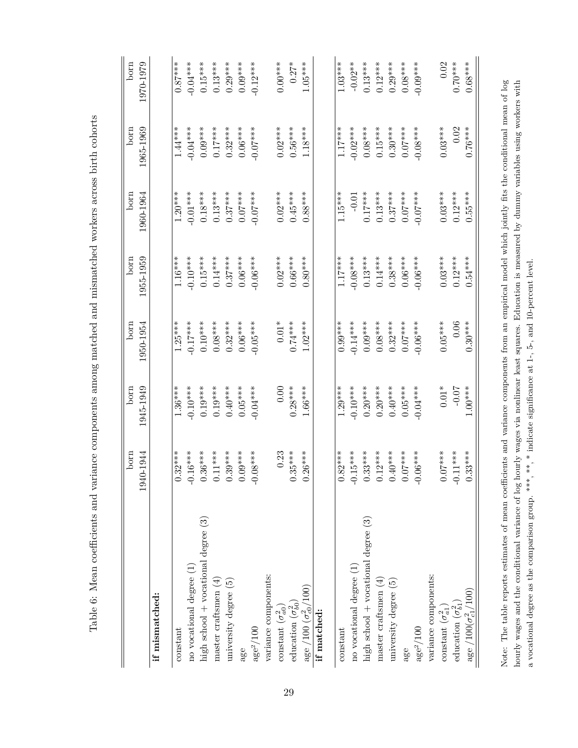Table 6: Mean coefficients and variance components among matched and mismatched workers across birth cohorts

| | born 1940-1944 | born 1945-1949 | born 1950-1954 | born 1955-1959 | born 1960-1964 | born 1965-1969 | born 1970-1979 |
|---|---|---|---|---|---|---|---|
| **if mismatched:** | | | | | | | |
| constant | 0.32*** | 1.36*** | 1.25*** | 1.16*** | 1.20*** | 1.44*** | 0.87*** |
| no vocational degree (1) | -0.16*** | -0.10*** | -0.17*** | -0.10*** | -0.01*** | -0.04*** | -0.04*** |
| high school + vocational degree (3) | 0.36*** | 0.19*** | 0.10*** | 0.15*** | 0.18*** | 0.09*** | 0.15*** |
| master craftsmen (4) | 0.11*** | 0.19*** | 0.08*** | 0.14*** | 0.13*** | 0.17*** | 0.13*** |
| university degree (5) | 0.39*** | 0.40*** | 0.32*** | 0.37*** | 0.37*** | 0.32*** | 0.29*** |
| age | 0.09*** | 0.05*** | 0.06*** | 0.06*** | 0.07*** | 0.06*** | 0.09*** |
| age$^2$/100 | -0.08*** | -0.04*** | -0.05*** | -0.06*** | -0.07*** | -0.07*** | -0.12*** |
| variance components: | | | | | | | |
| constant ($\sigma^2_{a0}$) | 0.23 | 0.00 | 0.01* | 0.02*** | 0.02*** | 0.02*** | 0.00*** |
| education ($\sigma^2_{b0}$) | 0.35*** | 0.28*** | 0.74*** | 0.66*** | 0.45*** | 0.56*** | 0.27* |
| age /100 ($\sigma^2_{c0}$/100) | 0.26*** | 1.66*** | 1.02*** | 0.80*** | 0.88*** | 1.18*** | 1.05*** |
| **if matched:** | | | | | | | |
| constant | 0.82*** | 1.29*** | 0.99*** | 1.17*** | 1.15*** | 1.17*** | 1.03*** |
| no vocational degree (1) | -0.15*** | -0.10*** | -0.14*** | -0.08*** | -0.01 | -0.02*** | -0.02** |
| high school + vocational degree (3) | 0.33*** | 0.20*** | 0.09*** | 0.13*** | 0.17*** | 0.08*** | 0.13*** |
| master craftsmen (4) | 0.12*** | 0.20*** | 0.08*** | 0.14*** | 0.13*** | 0.15*** | 0.12*** |
| university degree (5) | 0.40*** | 0.40*** | 0.32*** | 0.38*** | 0.37*** | 0.30*** | 0.29*** |
| age | 0.07*** | 0.05*** | 0.07*** | 0.06*** | 0.07*** | 0.07*** | 0.08*** |
| age$^2$/100 | -0.06*** | -0.04*** | -0.06*** | -0.06*** | -0.07*** | -0.08*** | -0.09*** |
| variance components: | | | | | | | |
| constant ($\sigma^2_{a1}$) | 0.07*** | 0.01* | 0.05*** | 0.03*** | 0.03*** | 0.03*** | 0.02 |
| education ($\sigma^2_{b1}$) | -0.11*** | -0.07 | 0.06 | 0.12*** | 0.12*** | 0.02 | 0.70*** |
| age /100($\sigma^2_{c1}$/100) | 0.33*** | 1.00*** | 0.30*** | 0.54*** | 0.55*** | 0.76*** | 0.68*** |

Note: The table reports estimates of mean coefficients and variance components from an empirical model which jointly fits the conditional mean of log hourly wages and the conditional variance of log hourly wages via nonlinear least squares. Education is measured by dummy variables using workers with a vocational degree as the comparison group. ***, **, * indicate significance at 1-, 5-, and 10-percent level.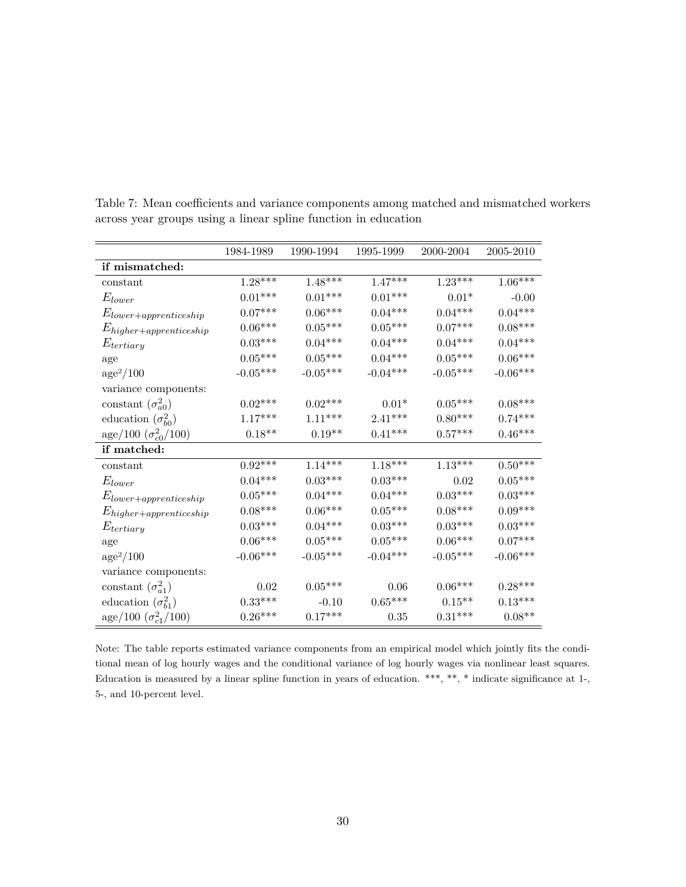Table 7: Mean coefficients and variance components among matched and mismatched workers across year groups using a linear spline function in education

| | 1984-1989 | 1990-1994 | 1995-1999 | 2000-2004 | 2005-2010 |
|---|---|---|---|---|---|
| **if mismatched:** | | | | | |
| constant | 1.28*** | 1.48*** | 1.47*** | 1.23*** | 1.06*** |
| $E_{lower}$ | 0.01*** | 0.01*** | 0.01*** | 0.01* | -0.00 |
| $E_{lower+apprenticeship}$ | 0.07*** | 0.06*** | 0.04*** | 0.04*** | 0.04*** |
| $E_{higher+apprenticeship}$ | 0.06*** | 0.05*** | 0.05*** | 0.07*** | 0.08*** |
| $E_{tertiary}$ | 0.03*** | 0.04*** | 0.04*** | 0.04*** | 0.04*** |
| age | 0.05*** | 0.05*** | 0.04*** | 0.05*** | 0.06*** |
| age²/100 | -0.05*** | -0.05*** | -0.04*** | -0.05*** | -0.06*** |
| variance components: | | | | | |
| constant ($\sigma^2_{a0}$) | 0.02*** | 0.02*** | 0.01* | 0.05*** | 0.08*** |
| education ($\sigma^2_{b0}$) | 1.17*** | 1.11*** | 2.41*** | 0.80*** | 0.74*** |
| age/100 ($\sigma^2_{c0}/100$) | 0.18** | 0.19** | 0.41*** | 0.57*** | 0.46*** |
| **if matched:** | | | | | |
| constant | 0.92*** | 1.14*** | 1.18*** | 1.13*** | 0.50*** |
| $E_{lower}$ | 0.04*** | 0.03*** | 0.03*** | 0.02 | 0.05*** |
| $E_{lower+apprenticeship}$ | 0.05*** | 0.04*** | 0.04*** | 0.03*** | 0.03*** |
| $E_{higher+apprenticeship}$ | 0.08*** | 0.06*** | 0.05*** | 0.08*** | 0.09*** |
| $E_{tertiary}$ | 0.03*** | 0.04*** | 0.03*** | 0.03*** | 0.03*** |
| age | 0.06*** | 0.05*** | 0.05*** | 0.06*** | 0.07*** |
| age²/100 | -0.06*** | -0.05*** | -0.04*** | -0.05*** | -0.06*** |
| variance components: | | | | | |
| constant ($\sigma^2_{a1}$) | 0.02 | 0.05*** | 0.06 | 0.06*** | 0.28*** |
| education ($\sigma^2_{b1}$) | 0.33*** | -0.10 | 0.65*** | 0.15** | 0.13*** |
| age/100 ($\sigma^2_{c1}/100$) | 0.26*** | 0.17*** | 0.35 | 0.31*** | 0.08** |

Note: The table reports estimated variance components from an empirical model which jointly fits the conditional mean of log hourly wages and the conditional variance of log hourly wages via nonlinear least squares. Education is measured by a linear spline function in years of education. ***, **, * indicate significance at 1-, 5-, and 10-percent level.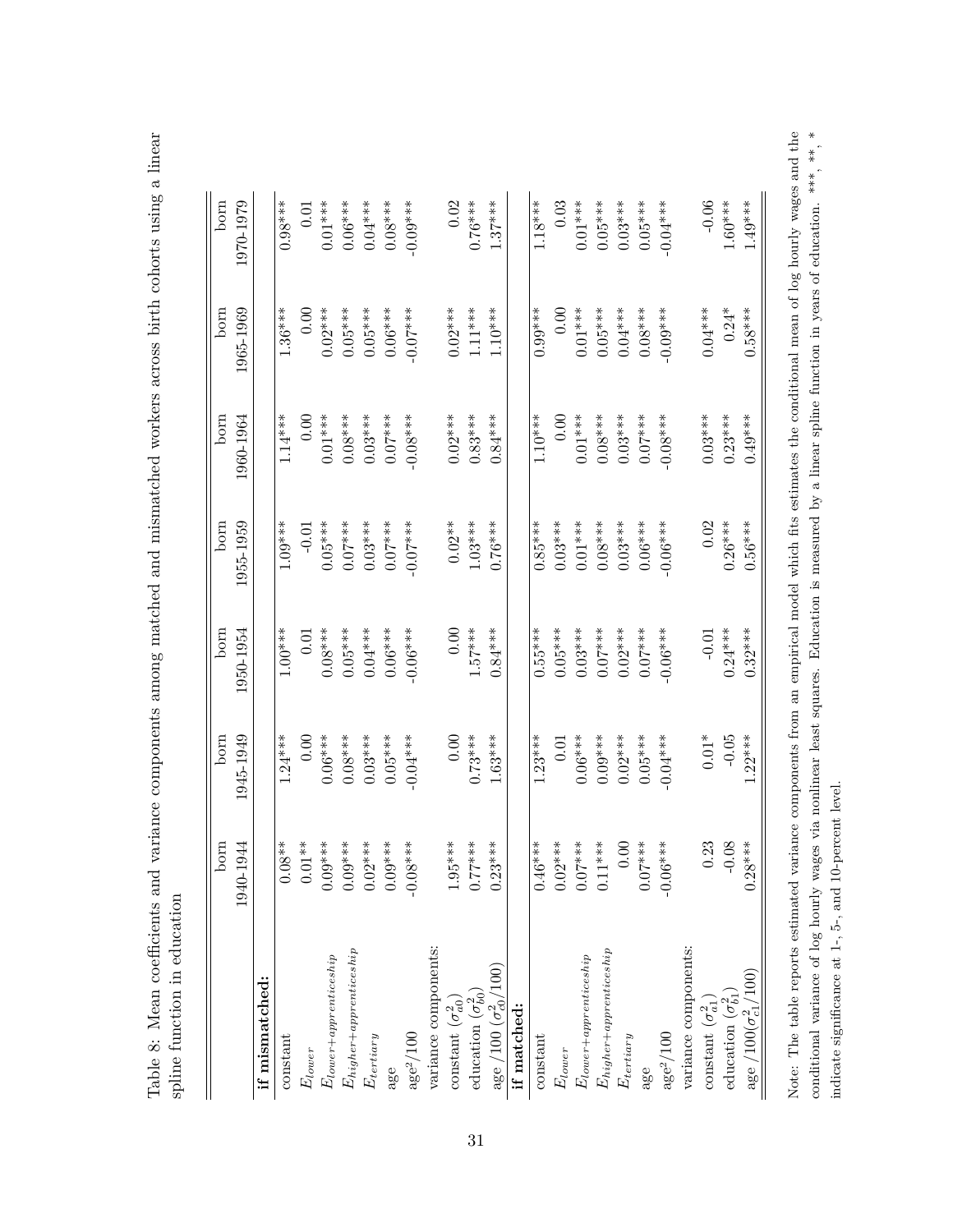Table 8: Mean coefficients and variance components among matched and mismatched workers across birth cohorts using a linear spline function in education

| | born 1940-1944 | born 1945-1949 | born 1950-1954 | born 1955-1959 | born 1960-1964 | born 1965-1969 | born 1970-1979 |
|---|---|---|---|---|---|---|---|
| **if mismatched:** | | | | | | | |
| constant | 0.08** | 1.24*** | 1.00*** | 1.09*** | 1.14*** | 1.36*** | 0.98*** |
| $E_{lower}$ | 0.01** | 0.00 | 0.01 | -0.01 | 0.00 | 0.00 | 0.01 |
| $E_{lower+apprenticeship}$ | 0.09*** | 0.06*** | 0.08*** | 0.05*** | 0.01*** | 0.02*** | 0.01*** |
| $E_{higher+apprenticeship}$ | 0.09*** | 0.08*** | 0.05*** | 0.07*** | 0.08*** | 0.05*** | 0.06*** |
| $E_{tertiary}$ | 0.02*** | 0.03*** | 0.04*** | 0.03*** | 0.03*** | 0.05*** | 0.04*** |
| age | 0.09*** | 0.05*** | 0.06*** | 0.07*** | 0.07*** | 0.06*** | 0.08*** |
| age$^2$/100 | -0.08*** | -0.04*** | -0.06*** | -0.07*** | -0.08*** | -0.07*** | -0.09*** |
| variance components: | | | | | | | |
| constant ($\sigma^2_{a0}$) | 1.95*** | 0.00 | 0.00 | 0.02** | 0.02*** | 0.02*** | 0.02 |
| education ($\sigma^2_{b0}$) | 0.77*** | 0.73*** | 1.57*** | 1.03*** | 0.83*** | 1.11*** | 0.76*** |
| age /100 ($\sigma^2_{c0}$/100) | 0.23*** | 1.63*** | 0.84*** | 0.76*** | 0.84*** | 1.10*** | 1.37*** |
| **if matched:** | | | | | | | |
| constant | 0.46*** | 1.23*** | 0.55*** | 0.85*** | 1.10*** | 0.99*** | 1.18*** |
| $E_{lower}$ | 0.02*** | 0.01 | 0.05*** | 0.03*** | 0.00 | 0.00 | 0.03 |
| $E_{lower+apprenticeship}$ | 0.07*** | 0.06*** | 0.03*** | 0.01*** | 0.01*** | 0.01*** | 0.01*** |
| $E_{higher+apprenticeship}$ | 0.11*** | 0.09*** | 0.07*** | 0.08*** | 0.08*** | 0.05*** | 0.05*** |
| $E_{tertiary}$ | 0.00 | 0.02*** | 0.02*** | 0.03*** | 0.03*** | 0.04*** | 0.03*** |
| age | 0.07*** | 0.05*** | 0.07*** | 0.06*** | 0.07*** | 0.08*** | 0.05*** |
| age$^2$/100 | -0.06*** | -0.04*** | -0.06*** | -0.06*** | -0.08*** | -0.09*** | -0.04*** |
| variance components: | | | | | | | |
| constant ($\sigma^2_{a1}$) | 0.23 | 0.01* | -0.01 | 0.02 | 0.03*** | 0.04*** | -0.06 |
| education ($\sigma^2_{b1}$) | -0.08 | -0.05 | 0.24*** | 0.26*** | 0.23*** | 0.24* | 1.60*** |
| age /100($\sigma^2_{c1}$/100) | 0.28*** | 1.22*** | 0.32*** | 0.56*** | 0.49*** | 0.58*** | 1.49*** |

Note: The table reports estimated variance components from an empirical model which fits estimates the conditional mean of log hourly wages and the conditional variance of log hourly wages via nonlinear least squares. Education is measured by a linear spline function in years of education. ***, **, * indicate significance at 1-, 5-, and 10-percent level.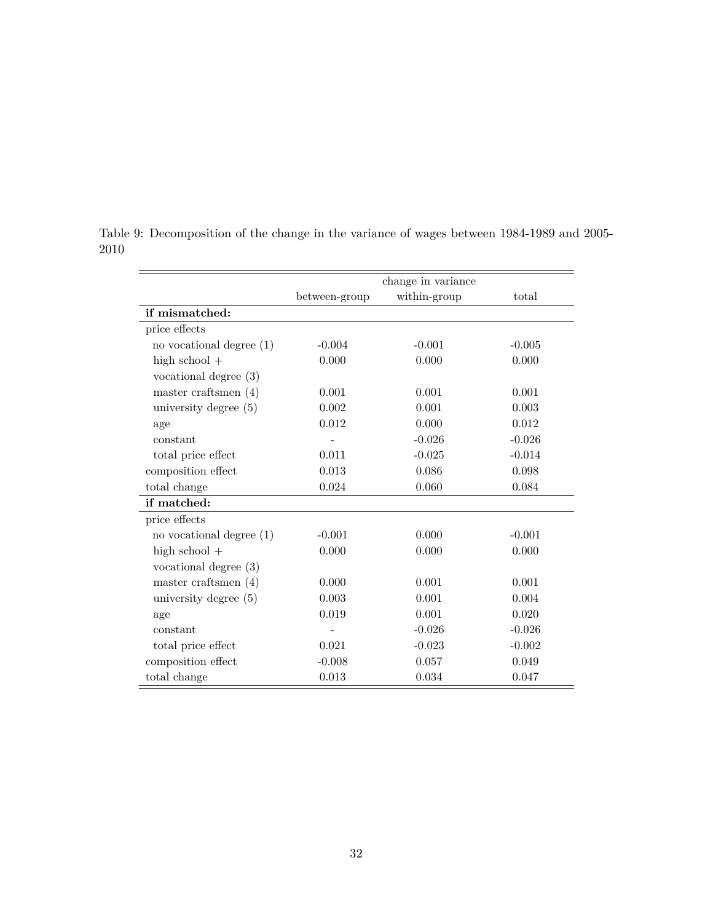Table 9: Decomposition of the change in the variance of wages between 1984-1989 and 2005-2010

| | change in variance | | |
|---|---|---|---|
| | between-group | within-group | total |
| **if mismatched:** | | | |
| price effects | | | |
| no vocational degree (1) | -0.004 | -0.001 | -0.005 |
| high school + vocational degree (3) | 0.000 | 0.000 | 0.000 |
| master craftsmen (4) | 0.001 | 0.001 | 0.001 |
| university degree (5) | 0.002 | 0.001 | 0.003 |
| age | 0.012 | 0.000 | 0.012 |
| constant | - | -0.026 | -0.026 |
| total price effect | 0.011 | -0.025 | -0.014 |
| composition effect | 0.013 | 0.086 | 0.098 |
| total change | 0.024 | 0.060 | 0.084 |
| **if matched:** | | | |
| price effects | | | |
| no vocational degree (1) | -0.001 | 0.000 | -0.001 |
| high school + vocational degree (3) | 0.000 | 0.000 | 0.000 |
| master craftsmen (4) | 0.000 | 0.001 | 0.001 |
| university degree (5) | 0.003 | 0.001 | 0.004 |
| age | 0.019 | 0.001 | 0.020 |
| constant | - | -0.026 | -0.026 |
| total price effect | 0.021 | -0.023 | -0.002 |
| composition effect | -0.008 | 0.057 | 0.049 |
| total change | 0.013 | 0.034 | 0.047 |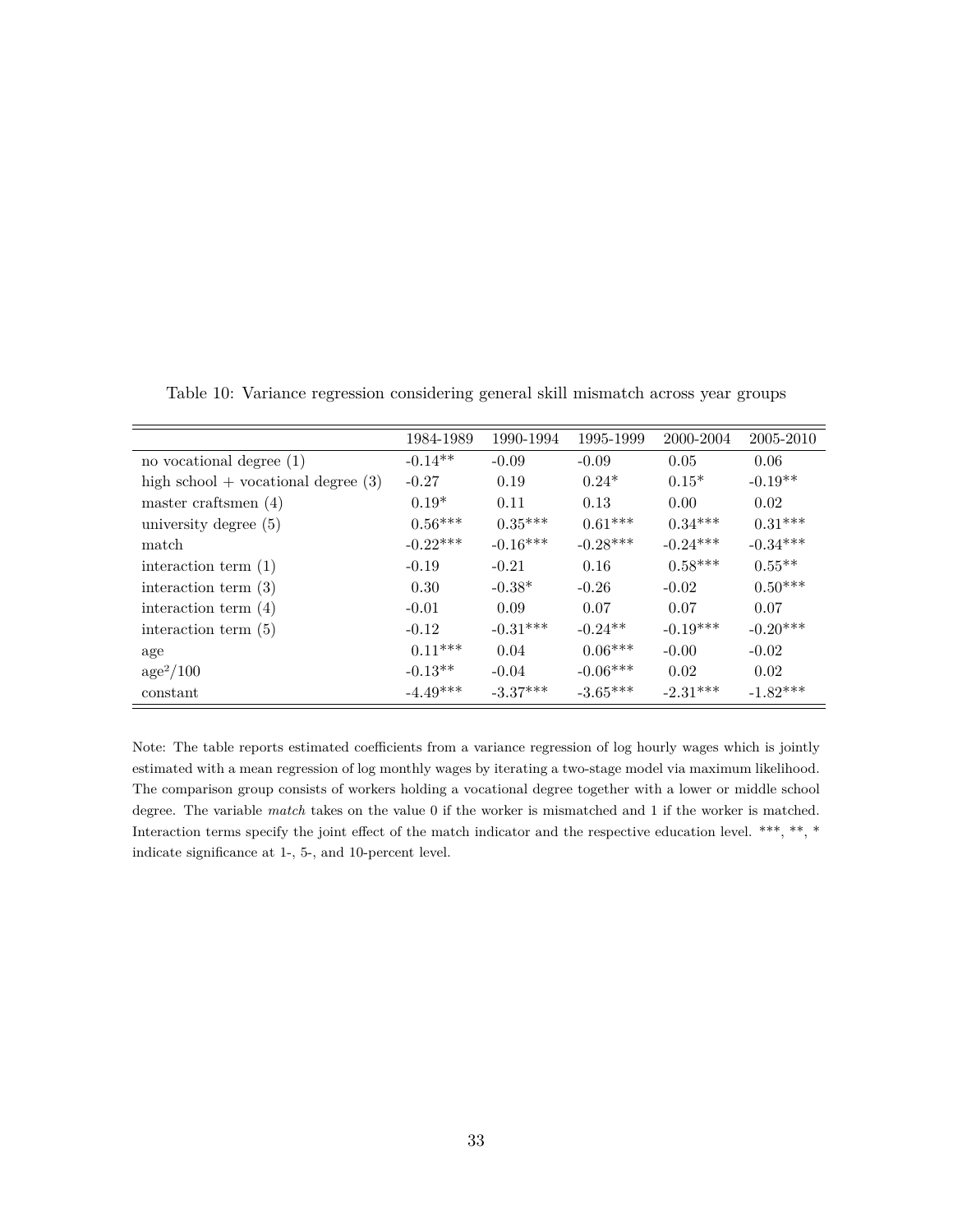Table 10: Variance regression considering general skill mismatch across year groups

| | 1984-1989 | 1990-1994 | 1995-1999 | 2000-2004 | 2005-2010 |
|---|---|---|---|---|---|
| no vocational degree (1) | -0.14** | -0.09 | -0.09 | 0.05 | 0.06 |
| high school + vocational degree (3) | -0.27 | 0.19 | 0.24* | 0.15* | -0.19** |
| master craftsmen (4) | 0.19* | 0.11 | 0.13 | 0.00 | 0.02 |
| university degree (5) | 0.56*** | 0.35*** | 0.61*** | 0.34*** | 0.31*** |
| match | -0.22*** | -0.16*** | -0.28*** | -0.24*** | -0.34*** |
| interaction term (1) | -0.19 | -0.21 | 0.16 | 0.58*** | 0.55** |
| interaction term (3) | 0.30 | -0.38* | -0.26 | -0.02 | 0.50*** |
| interaction term (4) | -0.01 | 0.09 | 0.07 | 0.07 | 0.07 |
| interaction term (5) | -0.12 | -0.31*** | -0.24** | -0.19*** | -0.20*** |
| age | 0.11*** | 0.04 | 0.06*** | -0.00 | -0.02 |
| $\text{age}^2/100$ | -0.13** | -0.04 | -0.06*** | 0.02 | 0.02 |
| constant | -4.49*** | -3.37*** | -3.65*** | -2.31*** | -1.82*** |

Note: The table reports estimated coefficients from a variance regression of log hourly wages which is jointly estimated with a mean regression of log monthly wages by iterating a two-stage model via maximum likelihood. The comparison group consists of workers holding a vocational degree together with a lower or middle school degree. The variable *match* takes on the value 0 if the worker is mismatched and 1 if the worker is matched. Interaction terms specify the joint effect of the match indicator and the respective education level. ***, **, * indicate significance at 1-, 5-, and 10-percent level.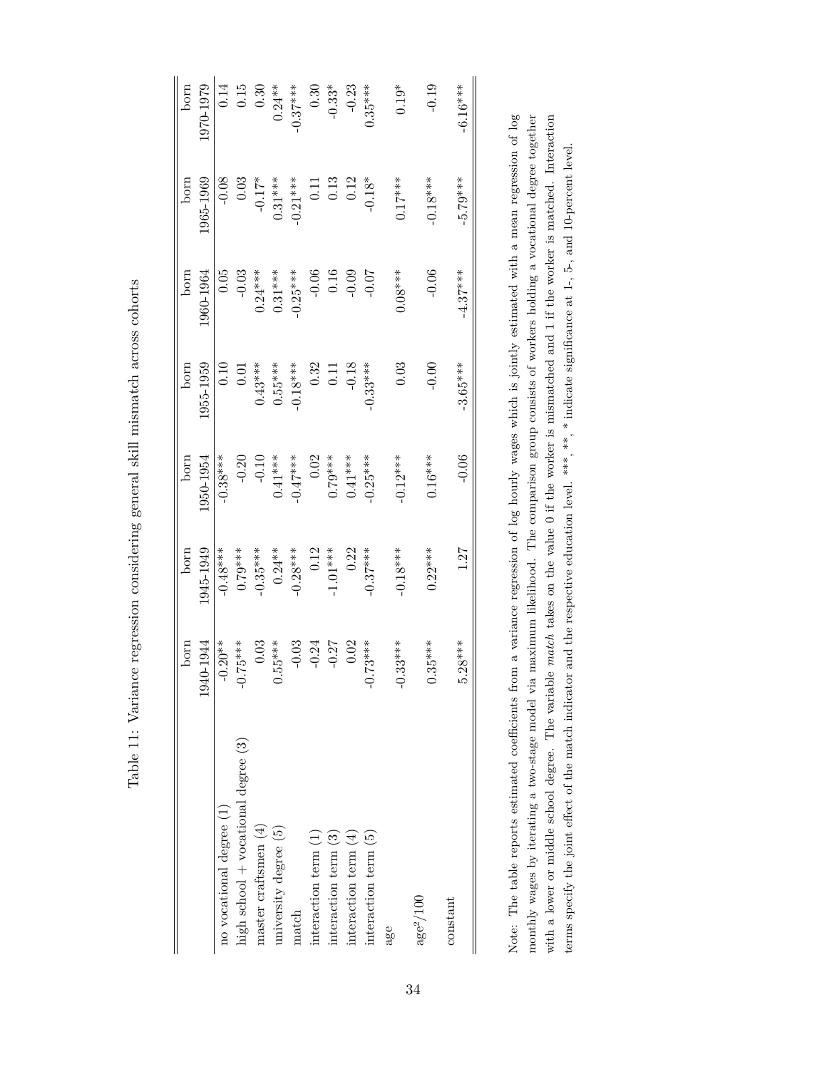Table 11: Variance regression considering general skill mismatch across cohorts

| | born 1940-1944 | born 1945-1949 | born 1950-1954 | born 1955-1959 | born 1960-1964 | born 1965-1969 | born 1970-1979 |
|---|---|---|---|---|---|---|---|
| no vocational degree (1) | -0.20** | -0.48*** | -0.38*** | 0.10 | 0.05 | -0.08 | 0.14 |
| high school + vocational degree (3) | -0.75*** | 0.79*** | -0.20 | 0.01 | -0.03 | 0.03 | 0.15 |
| master craftsmen (4) | 0.03 | -0.35*** | -0.10 | 0.43*** | 0.24*** | -0.17* | 0.30 |
| university degree (5) | 0.55*** | 0.24** | 0.41*** | 0.55*** | 0.31*** | 0.31*** | 0.24** |
| match | -0.03 | -0.28*** | -0.47*** | -0.18*** | -0.25*** | -0.21*** | -0.37*** |
| interaction term (1) | -0.24 | 0.12 | 0.02 | 0.32 | -0.06 | 0.11 | 0.30 |
| interaction term (3) | -0.27 | -1.01*** | 0.79*** | 0.11 | 0.16 | 0.13 | -0.33* |
| interaction term (4) | 0.02 | 0.22 | 0.41*** | -0.18 | -0.09 | 0.12 | -0.23 |
| interaction term (5) | -0.73*** | -0.37*** | -0.25*** | -0.33*** | -0.07 | -0.18* | 0.35*** |
| age | -0.33*** | -0.18*** | -0.12*** | 0.03 | 0.08*** | 0.17*** | 0.19* |
| $age^2/100$ | 0.35*** | 0.22*** | 0.16*** | -0.00 | -0.06 | -0.18*** | -0.19 |
| constant | 5.28*** | 1.27 | -0.06 | -3.65*** | -4.37*** | -5.79*** | -6.16*** |

Note: The table reports estimated coefficients from a variance regression of log hourly wages which is jointly estimated with a mean regression of log monthly wages by iterating a two-stage model via maximum likelihood. The comparison group consists of workers holding a vocational degree together with a lower or middle school degree. The variable *match* takes on the value 0 if the worker is mismatched and 1 if the worker is matched. Interaction terms specify the joint effect of the match indicator and the respective education level. ***, **, * indicate significance at 1-, 5-, and 10-percent level.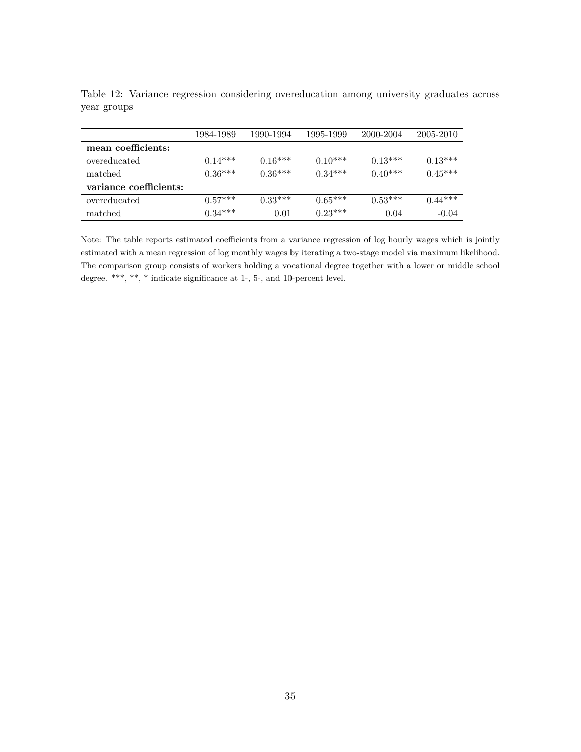Table 12: Variance regression considering overeducation among university graduates across year groups

| | 1984-1989 | 1990-1994 | 1995-1999 | 2000-2004 | 2005-2010 |
|---|---|---|---|---|---|
| **mean coefficients:** | | | | | |
| overeducated | 0.14*** | 0.16*** | 0.10*** | 0.13*** | 0.13*** |
| matched | 0.36*** | 0.36*** | 0.34*** | 0.40*** | 0.45*** |
| **variance coefficients:** | | | | | |
| overeducated | 0.57*** | 0.33*** | 0.65*** | 0.53*** | 0.44*** |
| matched | 0.34*** | 0.01 | 0.23*** | 0.04 | -0.04 |

Note: The table reports estimated coefficients from a variance regression of log hourly wages which is jointly estimated with a mean regression of log monthly wages by iterating a two-stage model via maximum likelihood. The comparison group consists of workers holding a vocational degree together with a lower or middle school degree. ***, **, * indicate significance at 1-, 5-, and 10-percent level.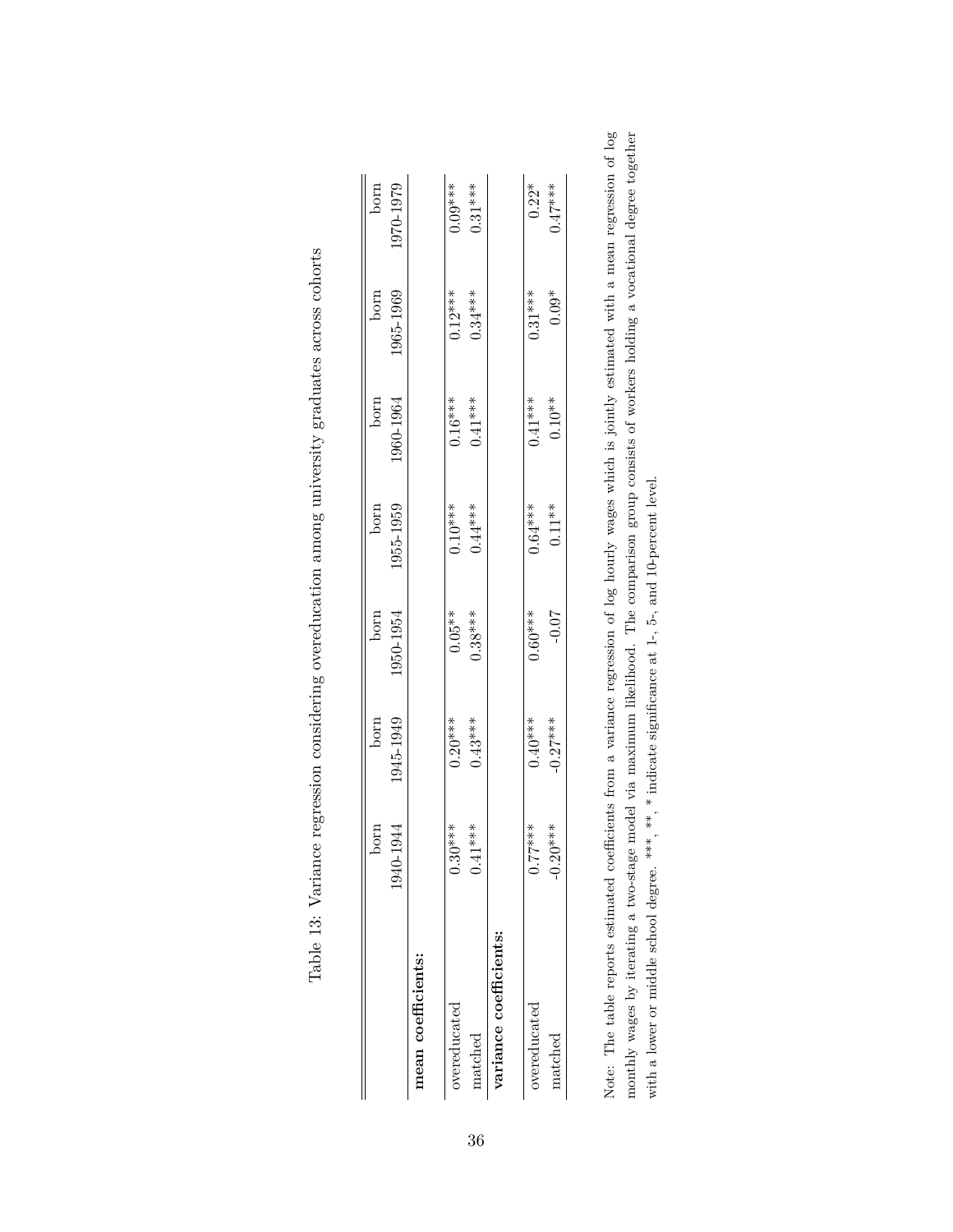Table 13: Variance regression considering overeducation among university graduates across cohorts

| | born 1940-1944 | born 1945-1949 | born 1950-1954 | born 1955-1959 | born 1960-1964 | born 1965-1969 | born 1970-1979 |
|---|---|---|---|---|---|---|---|
| **mean coefficients:** | | | | | | | |
| overeducated | 0.30*** | 0.20*** | 0.05** | 0.10*** | 0.16*** | 0.12*** | 0.09*** |
| matched | 0.41*** | 0.43*** | 0.38*** | 0.44*** | 0.41*** | 0.34*** | 0.31*** |
| **variance coefficients:** | | | | | | | |
| overeducated | 0.77*** | 0.40*** | 0.60*** | 0.64*** | 0.41*** | 0.31*** | 0.22* |
| matched | -0.20*** | -0.27*** | -0.07 | 0.11** | 0.10** | 0.09* | 0.47*** |

Note: The table reports estimated coefficients from a variance regression of log hourly wages which is jointly estimated with a mean regression of log monthly wages by iterating a two-stage model via maximum likelihood. The comparison group consists of workers holding a vocational degree together with a lower or middle school degree. ***, **, * indicate significance at 1-, 5-, and 10-percent level.